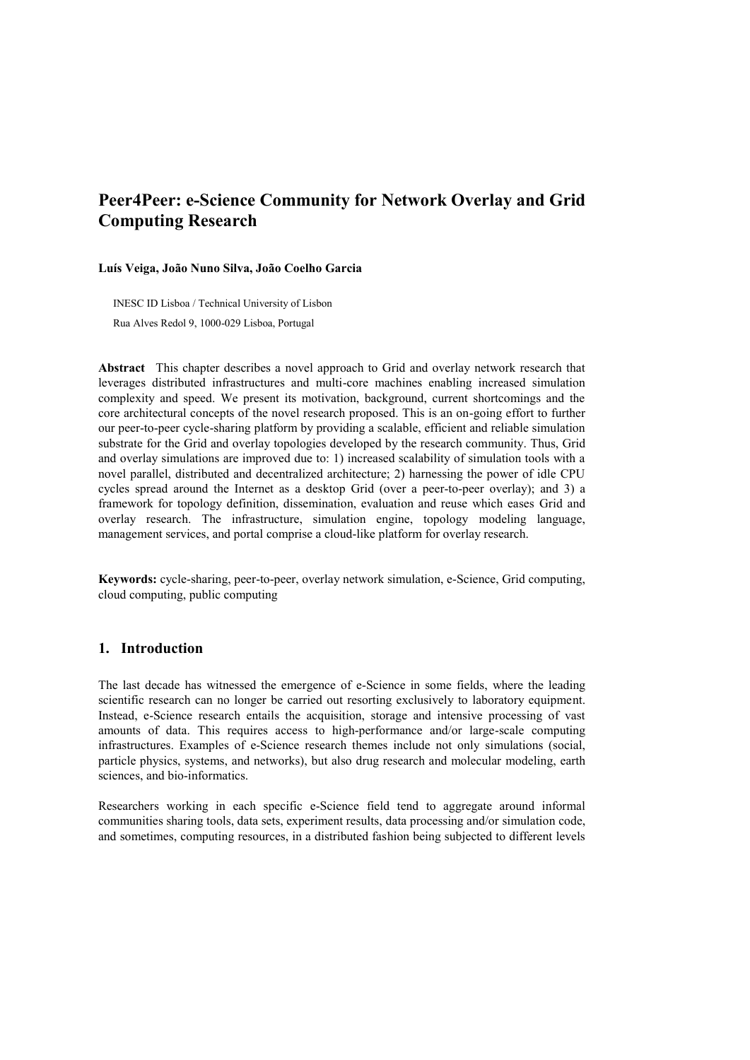# Peer4Peer: e-Science Community for Network Overlay and Grid Computing Research

**Luís Veiga, João Nuno Silva, João Coelho Garcia**

INESC ID Lisboa / Technical University of Lisbon

Rua Alves Redol 9, 1000-029 Lisboa, Portugal

**Abstract** This chapter describes a novel approach to Grid and overlay network research that leverages distributed infrastructures and multi-core machines enabling increased simulation complexity and speed. We present its motivation, background, current shortcomings and the core architectural concepts of the novel research proposed. This is an on-going effort to further our peer-to-peer cycle-sharing platform by providing a scalable, efficient and reliable simulation substrate for the Grid and overlay topologies developed by the research community. Thus, Grid and overlay simulations are improved due to: 1) increased scalability of simulation tools with a novel parallel, distributed and decentralized architecture; 2) harnessing the power of idle CPU cycles spread around the Internet as a desktop Grid (over a peer-to-peer overlay); and 3) a framework for topology definition, dissemination, evaluation and reuse which eases Grid and overlay research. The infrastructure, simulation engine, topology modeling language, management services, and portal comprise a cloud-like platform for overlay research.

**Keywords:** cycle-sharing, peer-to-peer, overlay network simulation, e-Science, Grid computing, cloud computing, public computing

## 1. Introduction

The last decade has witnessed the emergence of e-Science in some fields, where the leading scientific research can no longer be carried out resorting exclusively to laboratory equipment. Instead, e-Science research entails the acquisition, storage and intensive processing of vast amounts of data. This requires access to high-performance and/or large-scale computing infrastructures. Examples of e-Science research themes include not only simulations (social, particle physics, systems, and networks), but also drug research and molecular modeling, earth sciences, and bio-informatics.

Researchers working in each specific e-Science field tend to aggregate around informal communities sharing tools, data sets, experiment results, data processing and/or simulation code, and sometimes, computing resources, in a distributed fashion being subjected to different levels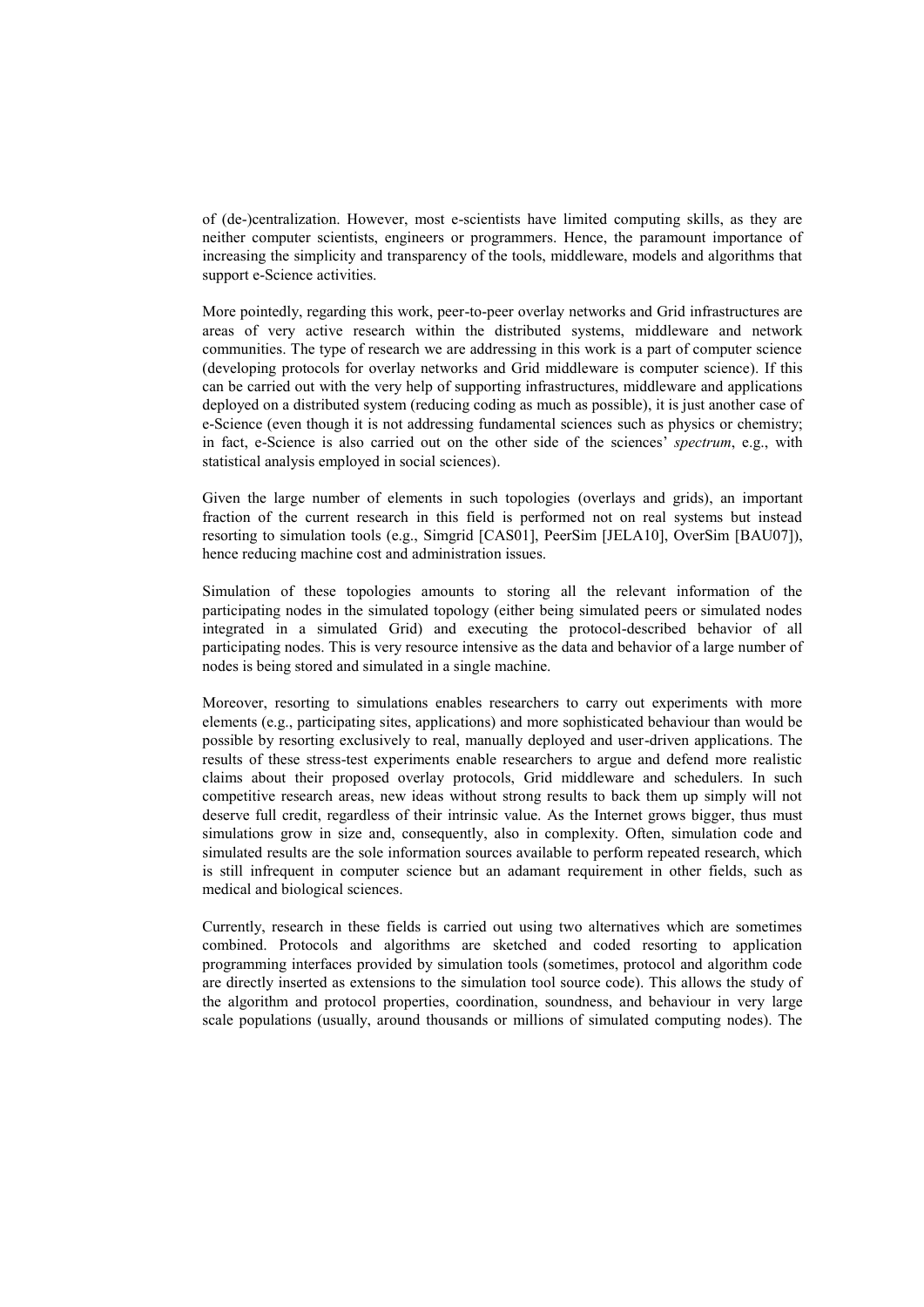of (de-)centralization. However, most e-scientists have limited computing skills, as they are neither computer scientists, engineers or programmers. Hence, the paramount importance of increasing the simplicity and transparency of the tools, middleware, models and algorithms that support e-Science activities.

More pointedly, regarding this work, peer-to-peer overlay networks and Grid infrastructures are areas of very active research within the distributed systems, middleware and network communities. The type of research we are addressing in this work is a part of computer science (developing protocols for overlay networks and Grid middleware is computer science). If this can be carried out with the very help of supporting infrastructures, middleware and applications deployed on a distributed system (reducing coding as much as possible), it is just another case of e-Science (even though it is not addressing fundamental sciences such as physics or chemistry; in fact, e-Science is also carried out on the other side of the sciences' *spectrum*, e.g., with statistical analysis employed in social sciences).

Given the large number of elements in such topologies (overlays and grids), an important fraction of the current research in this field is performed not on real systems but instead resorting to simulation tools (e.g., Simgrid [CAS01], PeerSim [JELA10], OverSim [BAU07]), hence reducing machine cost and administration issues.

Simulation of these topologies amounts to storing all the relevant information of the participating nodes in the simulated topology (either being simulated peers or simulated nodes integrated in a simulated Grid) and executing the protocol-described behavior of all participating nodes. This is very resource intensive as the data and behavior of a large number of nodes is being stored and simulated in a single machine.

Moreover, resorting to simulations enables researchers to carry out experiments with more elements (e.g., participating sites, applications) and more sophisticated behaviour than would be possible by resorting exclusively to real, manually deployed and user-driven applications. The results of these stress-test experiments enable researchers to argue and defend more realistic claims about their proposed overlay protocols, Grid middleware and schedulers. In such competitive research areas, new ideas without strong results to back them up simply will not deserve full credit, regardless of their intrinsic value. As the Internet grows bigger, thus must simulations grow in size and, consequently, also in complexity. Often, simulation code and simulated results are the sole information sources available to perform repeated research, which is still infrequent in computer science but an adamant requirement in other fields, such as medical and biological sciences.

Currently, research in these fields is carried out using two alternatives which are sometimes combined. Protocols and algorithms are sketched and coded resorting to application programming interfaces provided by simulation tools (sometimes, protocol and algorithm code are directly inserted as extensions to the simulation tool source code). This allows the study of the algorithm and protocol properties, coordination, soundness, and behaviour in very large scale populations (usually, around thousands or millions of simulated computing nodes). The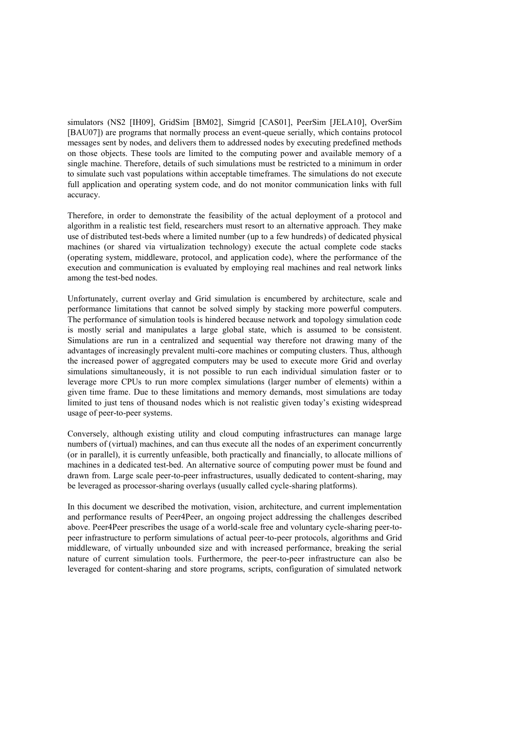simulators (NS2 [IH09], GridSim [BM02], Simgrid [CAS01], PeerSim [JELA10], OverSim [BAU07]) are programs that normally process an event-queue serially, which contains protocol messages sent by nodes, and delivers them to addressed nodes by executing predefined methods on those objects. These tools are limited to the computing power and available memory of a single machine. Therefore, details of such simulations must be restricted to a minimum in order to simulate such vast populations within acceptable timeframes. The simulations do not execute full application and operating system code, and do not monitor communication links with full accuracy.

Therefore, in order to demonstrate the feasibility of the actual deployment of a protocol and algorithm in a realistic test field, researchers must resort to an alternative approach. They make use of distributed test-beds where a limited number (up to a few hundreds) of dedicated physical machines (or shared via virtualization technology) execute the actual complete code stacks (operating system, middleware, protocol, and application code), where the performance of the execution and communication is evaluated by employing real machines and real network links among the test-bed nodes.

Unfortunately, current overlay and Grid simulation is encumbered by architecture, scale and performance limitations that cannot be solved simply by stacking more powerful computers. The performance of simulation tools is hindered because network and topology simulation code is mostly serial and manipulates a large global state, which is assumed to be consistent. Simulations are run in a centralized and sequential way therefore not drawing many of the advantages of increasingly prevalent multi-core machines or computing clusters. Thus, although the increased power of aggregated computers may be used to execute more Grid and overlay simulations simultaneously, it is not possible to run each individual simulation faster or to leverage more CPUs to run more complex simulations (larger number of elements) within a given time frame. Due to these limitations and memory demands, most simulations are today limited to just tens of thousand nodes which is not realistic given today's existing widespread usage of peer-to-peer systems.

Conversely, although existing utility and cloud computing infrastructures can manage large numbers of (virtual) machines, and can thus execute all the nodes of an experiment concurrently (or in parallel), it is currently unfeasible, both practically and financially, to allocate millions of machines in a dedicated test-bed. An alternative source of computing power must be found and drawn from. Large scale peer-to-peer infrastructures, usually dedicated to content-sharing, may be leveraged as processor-sharing overlays (usually called cycle-sharing platforms).

In this document we described the motivation, vision, architecture, and current implementation and performance results of Peer4Peer, an ongoing project addressing the challenges described above. Peer4Peer prescribes the usage of a world-scale free and voluntary cycle-sharing peer-to-peer infrastructure to perform simulations of actual peer-to-peer protocols, algorithms and Grid middleware, of virtually unbounded size and with increased performance, breaking the serial nature of current simulation tools. Furthermore, the peer-to-peer infrastructure can also be leveraged for content-sharing and store programs, scripts, configuration of simulated network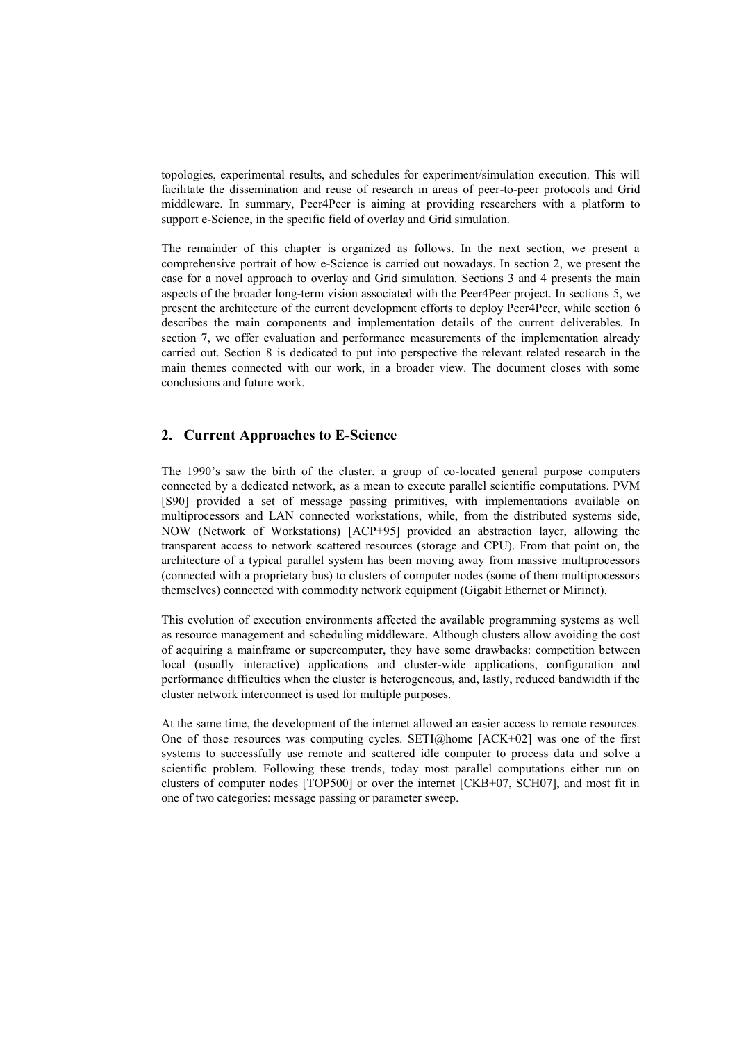topologies, experimental results, and schedules for experiment/simulation execution. This will facilitate the dissemination and reuse of research in areas of peer-to-peer protocols and Grid middleware. In summary, Peer4Peer is aiming at providing researchers with a platform to support e-Science, in the specific field of overlay and Grid simulation.

The remainder of this chapter is organized as follows. In the next section, we present a comprehensive portrait of how e-Science is carried out nowadays. In section 2, we present the case for a novel approach to overlay and Grid simulation. Sections 3 and 4 presents the main aspects of the broader long-term vision associated with the Peer4Peer project. In sections 5, we present the architecture of the current development efforts to deploy Peer4Peer, while section 6 describes the main components and implementation details of the current deliverables. In section 7, we offer evaluation and performance measurements of the implementation already carried out. Section 8 is dedicated to put into perspective the relevant related research in the main themes connected with our work, in a broader view. The document closes with some conclusions and future work.

## 2. Current Approaches to E-Science

The 1990's saw the birth of the cluster, a group of co-located general purpose computers connected by a dedicated network, as a mean to execute parallel scientific computations. PVM [S90] provided a set of message passing primitives, with implementations available on multiprocessors and LAN connected workstations, while, from the distributed systems side, NOW (Network of Workstations) [ACP+95] provided an abstraction layer, allowing the transparent access to network scattered resources (storage and CPU). From that point on, the architecture of a typical parallel system has been moving away from massive multiprocessors (connected with a proprietary bus) to clusters of computer nodes (some of them multiprocessors themselves) connected with commodity network equipment (Gigabit Ethernet or Mirinet).

This evolution of execution environments affected the available programming systems as well as resource management and scheduling middleware. Although clusters allow avoiding the cost of acquiring a mainframe or supercomputer, they have some drawbacks: competition between local (usually interactive) applications and cluster-wide applications, configuration and performance difficulties when the cluster is heterogeneous, and, lastly, reduced bandwidth if the cluster network interconnect is used for multiple purposes.

At the same time, the development of the internet allowed an easier access to remote resources. One of those resources was computing cycles. SETI@home [ACK+02] was one of the first systems to successfully use remote and scattered idle computer to process data and solve a scientific problem. Following these trends, today most parallel computations either run on clusters of computer nodes [TOP500] or over the internet [CKB+07, SCH07], and most fit in one of two categories: message passing or parameter sweep.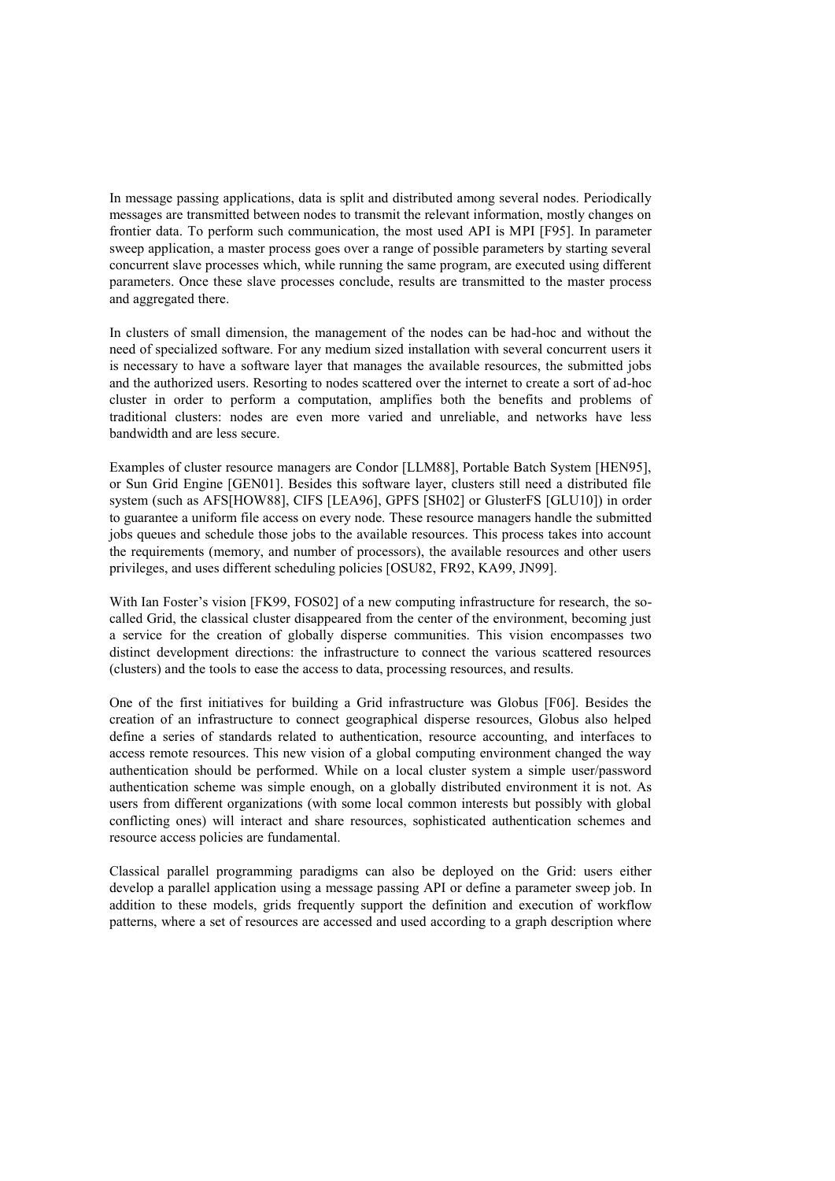In message passing applications, data is split and distributed among several nodes. Periodically messages are transmitted between nodes to transmit the relevant information, mostly changes on frontier data. To perform such communication, the most used API is MPI [F95]. In parameter sweep application, a master process goes over a range of possible parameters by starting several concurrent slave processes which, while running the same program, are executed using different parameters. Once these slave processes conclude, results are transmitted to the master process and aggregated there.

In clusters of small dimension, the management of the nodes can be had-hoc and without the need of specialized software. For any medium sized installation with several concurrent users it is necessary to have a software layer that manages the available resources, the submitted jobs and the authorized users. Resorting to nodes scattered over the internet to create a sort of ad-hoc cluster in order to perform a computation, amplifies both the benefits and problems of traditional clusters: nodes are even more varied and unreliable, and networks have less bandwidth and are less secure.

Examples of cluster resource managers are Condor [LLM88], Portable Batch System [HEN95], or Sun Grid Engine [GEN01]. Besides this software layer, clusters still need a distributed file system (such as AFS[HOW88], CIFS [LEA96], GPFS [SH02] or GlusterFS [GLU10]) in order to guarantee a uniform file access on every node. These resource managers handle the submitted jobs queues and schedule those jobs to the available resources. This process takes into account the requirements (memory, and number of processors), the available resources and other users privileges, and uses different scheduling policies [OSU82, FR92, KA99, JN99].

With Ian Foster's vision [FK99, FOS02] of a new computing infrastructure for research, the so-called Grid, the classical cluster disappeared from the center of the environment, becoming just a service for the creation of globally disperse communities. This vision encompasses two distinct development directions: the infrastructure to connect the various scattered resources (clusters) and the tools to ease the access to data, processing resources, and results.

One of the first initiatives for building a Grid infrastructure was Globus [F06]. Besides the creation of an infrastructure to connect geographical disperse resources, Globus also helped define a series of standards related to authentication, resource accounting, and interfaces to access remote resources. This new vision of a global computing environment changed the way authentication should be performed. While on a local cluster system a simple user/password authentication scheme was simple enough, on a globally distributed environment it is not. As users from different organizations (with some local common interests but possibly with global conflicting ones) will interact and share resources, sophisticated authentication schemes and resource access policies are fundamental.

Classical parallel programming paradigms can also be deployed on the Grid: users either develop a parallel application using a message passing API or define a parameter sweep job. In addition to these models, grids frequently support the definition and execution of workflow patterns, where a set of resources are accessed and used according to a graph description where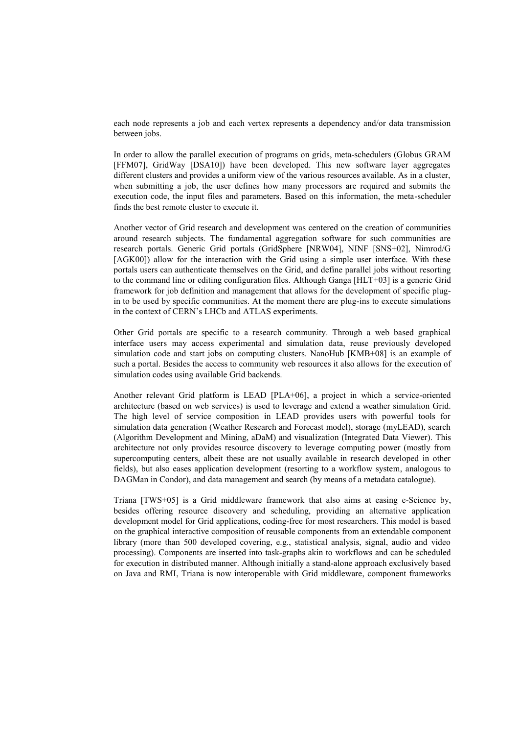each node represents a job and each vertex represents a dependency and/or data transmission between jobs.

In order to allow the parallel execution of programs on grids, meta-schedulers (Globus GRAM [FFM07], GridWay [DSA10]) have been developed. This new software layer aggregates different clusters and provides a uniform view of the various resources available. As in a cluster, when submitting a job, the user defines how many processors are required and submits the execution code, the input files and parameters. Based on this information, the meta-scheduler finds the best remote cluster to execute it.

Another vector of Grid research and development was centered on the creation of communities around research subjects. The fundamental aggregation software for such communities are research portals. Generic Grid portals (GridSphere [NRW04], NINF [SNS+02], Nimrod/G [AGK00]) allow for the interaction with the Grid using a simple user interface. With these portals users can authenticate themselves on the Grid, and define parallel jobs without resorting to the command line or editing configuration files. Although Ganga [HLT+03] is a generic Grid framework for job definition and management that allows for the development of specific plug-in to be used by specific communities. At the moment there are plug-ins to execute simulations in the context of CERN's LHCb and ATLAS experiments.

Other Grid portals are specific to a research community. Through a web based graphical interface users may access experimental and simulation data, reuse previously developed simulation code and start jobs on computing clusters. NanoHub [KMB+08] is an example of such a portal. Besides the access to community web resources it also allows for the execution of simulation codes using available Grid backends.

Another relevant Grid platform is LEAD [PLA+06], a project in which a service-oriented architecture (based on web services) is used to leverage and extend a weather simulation Grid. The high level of service composition in LEAD provides users with powerful tools for simulation data generation (Weather Research and Forecast model), storage (myLEAD), search (Algorithm Development and Mining, aDaM) and visualization (Integrated Data Viewer). This architecture not only provides resource discovery to leverage computing power (mostly from supercomputing centers, albeit these are not usually available in research developed in other fields), but also eases application development (resorting to a workflow system, analogous to DAGMan in Condor), and data management and search (by means of a metadata catalogue).

Triana [TWS+05] is a Grid middleware framework that also aims at easing e-Science by, besides offering resource discovery and scheduling, providing an alternative application development model for Grid applications, coding-free for most researchers. This model is based on the graphical interactive composition of reusable components from an extendable component library (more than 500 developed covering, e.g., statistical analysis, signal, audio and video processing). Components are inserted into task-graphs akin to workflows and can be scheduled for execution in distributed manner. Although initially a stand-alone approach exclusively based on Java and RMI, Triana is now interoperable with Grid middleware, component frameworks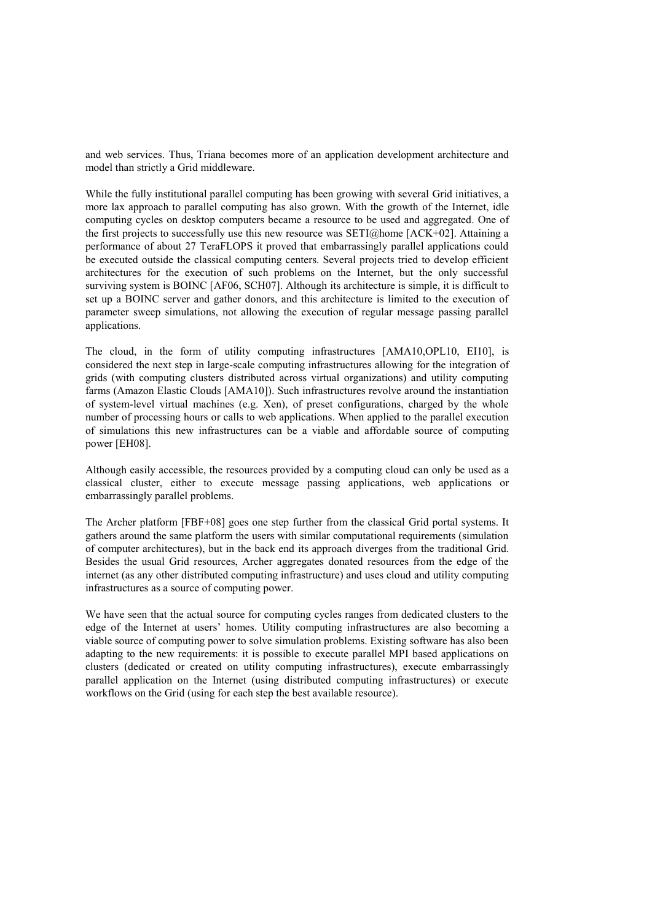and web services. Thus, Triana becomes more of an application development architecture and model than strictly a Grid middleware.

While the fully institutional parallel computing has been growing with several Grid initiatives, a more lax approach to parallel computing has also grown. With the growth of the Internet, idle computing cycles on desktop computers became a resource to be used and aggregated. One of the first projects to successfully use this new resource was SETI@home [ACK+02]. Attaining a performance of about 27 TeraFLOPS it proved that embarrassingly parallel applications could be executed outside the classical computing centers. Several projects tried to develop efficient architectures for the execution of such problems on the Internet, but the only successful surviving system is BOINC [AF06, SCH07]. Although its architecture is simple, it is difficult to set up a BOINC server and gather donors, and this architecture is limited to the execution of parameter sweep simulations, not allowing the execution of regular message passing parallel applications.

The cloud, in the form of utility computing infrastructures [AMA10,OPL10, EI10], is considered the next step in large-scale computing infrastructures allowing for the integration of grids (with computing clusters distributed across virtual organizations) and utility computing farms (Amazon Elastic Clouds [AMA10]). Such infrastructures revolve around the instantiation of system-level virtual machines (e.g. Xen), of preset configurations, charged by the whole number of processing hours or calls to web applications. When applied to the parallel execution of simulations this new infrastructures can be a viable and affordable source of computing power [EH08].

Although easily accessible, the resources provided by a computing cloud can only be used as a classical cluster, either to execute message passing applications, web applications or embarrassingly parallel problems.

The Archer platform [FBF+08] goes one step further from the classical Grid portal systems. It gathers around the same platform the users with similar computational requirements (simulation of computer architectures), but in the back end its approach diverges from the traditional Grid. Besides the usual Grid resources, Archer aggregates donated resources from the edge of the internet (as any other distributed computing infrastructure) and uses cloud and utility computing infrastructures as a source of computing power.

We have seen that the actual source for computing cycles ranges from dedicated clusters to the edge of the Internet at users' homes. Utility computing infrastructures are also becoming a viable source of computing power to solve simulation problems. Existing software has also been adapting to the new requirements: it is possible to execute parallel MPI based applications on clusters (dedicated or created on utility computing infrastructures), execute embarrassingly parallel application on the Internet (using distributed computing infrastructures) or execute workflows on the Grid (using for each step the best available resource).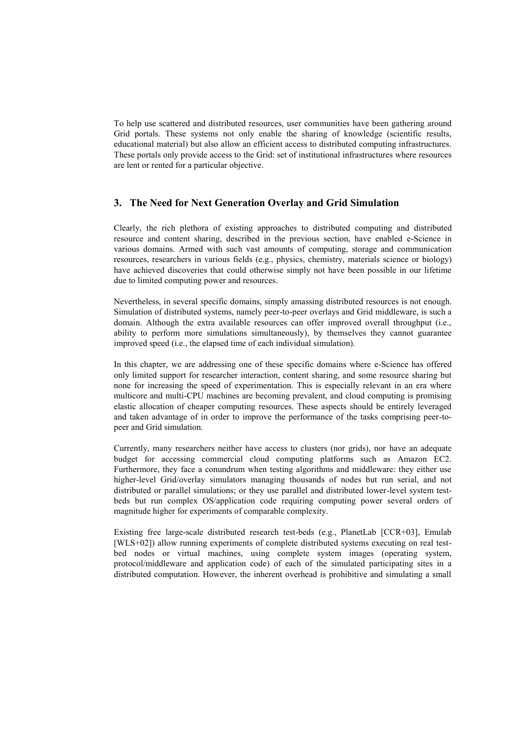To help use scattered and distributed resources, user communities have been gathering around Grid portals. These systems not only enable the sharing of knowledge (scientific results, educational material) but also allow an efficient access to distributed computing infrastructures. These portals only provide access to the Grid: set of institutional infrastructures where resources are lent or rented for a particular objective.

## 3. The Need for Next Generation Overlay and Grid Simulation

Clearly, the rich plethora of existing approaches to distributed computing and distributed resource and content sharing, described in the previous section, have enabled e-Science in various domains. Armed with such vast amounts of computing, storage and communication resources, researchers in various fields (e.g., physics, chemistry, materials science or biology) have achieved discoveries that could otherwise simply not have been possible in our lifetime due to limited computing power and resources.

Nevertheless, in several specific domains, simply amassing distributed resources is not enough. Simulation of distributed systems, namely peer-to-peer overlays and Grid middleware, is such a domain. Although the extra available resources can offer improved overall throughput (i.e., ability to perform more simulations simultaneously), by themselves they cannot guarantee improved speed (i.e., the elapsed time of each individual simulation).

In this chapter, we are addressing one of these specific domains where e-Science has offered only limited support for researcher interaction, content sharing, and some resource sharing but none for increasing the speed of experimentation. This is especially relevant in an era where multicore and multi-CPU machines are becoming prevalent, and cloud computing is promising elastic allocation of cheaper computing resources. These aspects should be entirely leveraged and taken advantage of in order to improve the performance of the tasks comprising peer-to-peer and Grid simulation.

Currently, many researchers neither have access to clusters (nor grids), nor have an adequate budget for accessing commercial cloud computing platforms such as Amazon EC2. Furthermore, they face a conundrum when testing algorithms and middleware: they either use higher-level Grid/overlay simulators managing thousands of nodes but run serial, and not distributed or parallel simulations; or they use parallel and distributed lower-level system test-beds but run complex OS/application code requiring computing power several orders of magnitude higher for experiments of comparable complexity.

Existing free large-scale distributed research test-beds (e.g., PlanetLab [CCR+03], Emulab [WLS+02]) allow running experiments of complete distributed systems executing on real test-bed nodes or virtual machines, using complete system images (operating system, protocol/middleware and application code) of each of the simulated participating sites in a distributed computation. However, the inherent overhead is prohibitive and simulating a small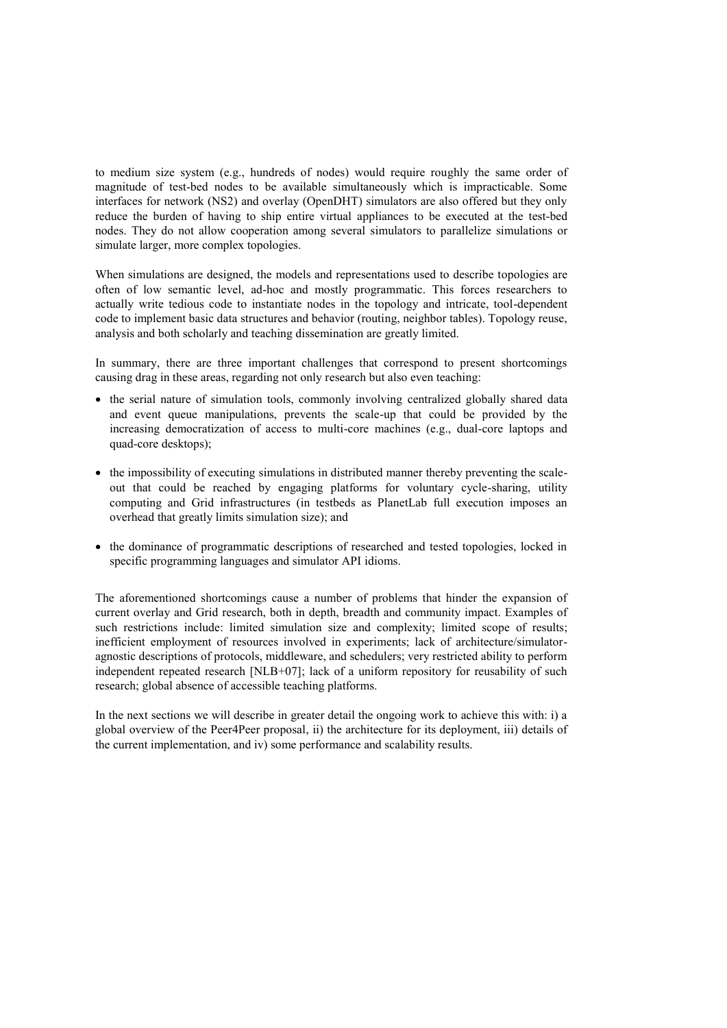to medium size system (e.g., hundreds of nodes) would require roughly the same order of magnitude of test-bed nodes to be available simultaneously which is impracticable. Some interfaces for network (NS2) and overlay (OpenDHT) simulators are also offered but they only reduce the burden of having to ship entire virtual appliances to be executed at the test-bed nodes. They do not allow cooperation among several simulators to parallelize simulations or simulate larger, more complex topologies.

When simulations are designed, the models and representations used to describe topologies are often of low semantic level, ad-hoc and mostly programmatic. This forces researchers to actually write tedious code to instantiate nodes in the topology and intricate, tool-dependent code to implement basic data structures and behavior (routing, neighbor tables). Topology reuse, analysis and both scholarly and teaching dissemination are greatly limited.

In summary, there are three important challenges that correspond to present shortcomings causing drag in these areas, regarding not only research but also even teaching:

- the serial nature of simulation tools, commonly involving centralized globally shared data and event queue manipulations, prevents the scale-up that could be provided by the increasing democratization of access to multi-core machines (e.g., dual-core laptops and quad-core desktops);
- the impossibility of executing simulations in distributed manner thereby preventing the scale-out that could be reached by engaging platforms for voluntary cycle-sharing, utility computing and Grid infrastructures (in testbeds as PlanetLab full execution imposes an overhead that greatly limits simulation size); and
- the dominance of programmatic descriptions of researched and tested topologies, locked in specific programming languages and simulator API idioms.

The aforementioned shortcomings cause a number of problems that hinder the expansion of current overlay and Grid research, both in depth, breadth and community impact. Examples of such restrictions include: limited simulation size and complexity; limited scope of results; inefficient employment of resources involved in experiments; lack of architecture/simulator-agnostic descriptions of protocols, middleware, and schedulers; very restricted ability to perform independent repeated research [NLB+07]; lack of a uniform repository for reusability of such research; global absence of accessible teaching platforms.

In the next sections we will describe in greater detail the ongoing work to achieve this with: i) a global overview of the Peer4Peer proposal, ii) the architecture for its deployment, iii) details of the current implementation, and iv) some performance and scalability results.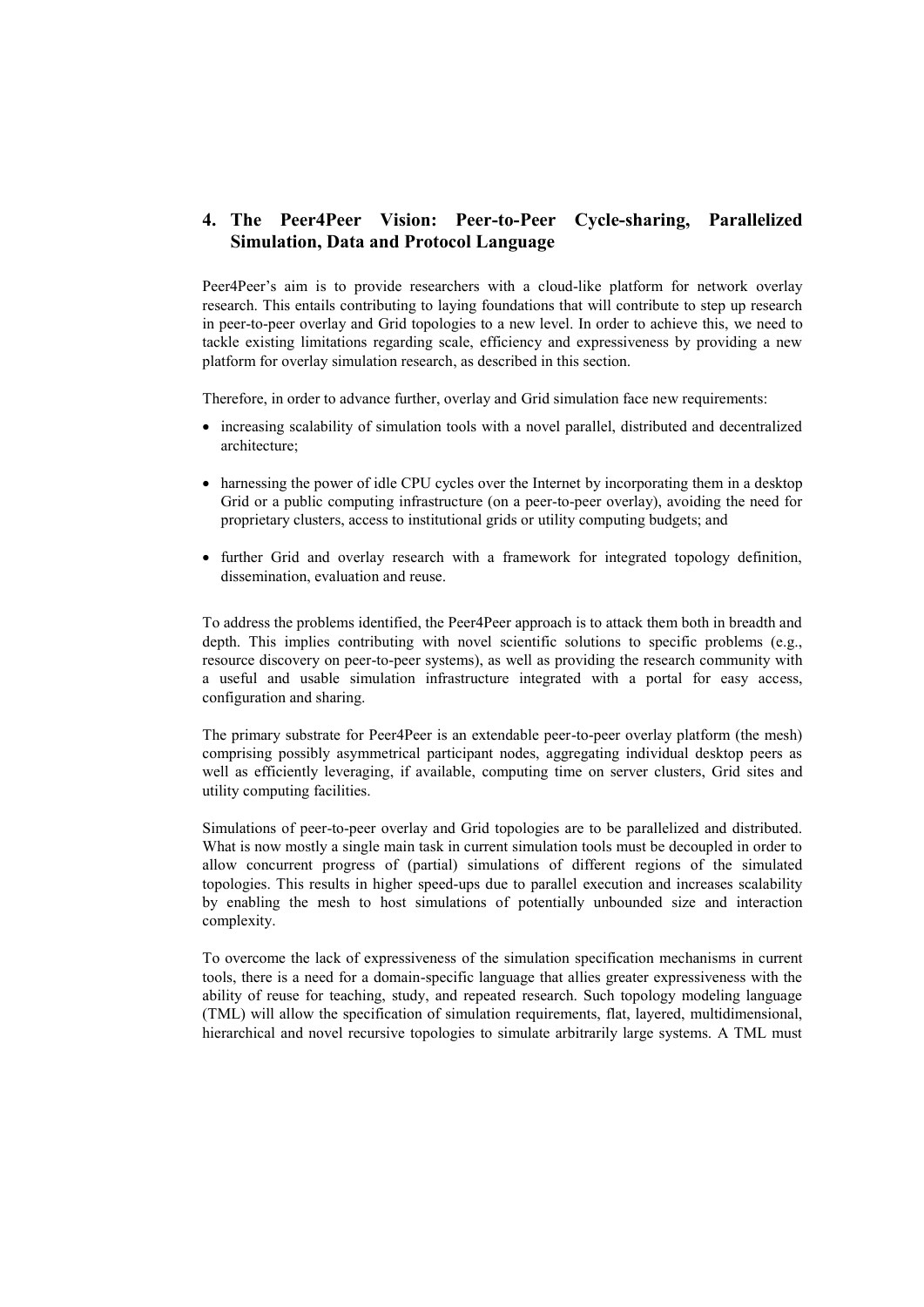## 4. The Peer4Peer Vision: Peer-to-Peer Cycle-sharing, Parallelized Simulation, Data and Protocol Language

Peer4Peer's aim is to provide researchers with a cloud-like platform for network overlay research. This entails contributing to laying foundations that will contribute to step up research in peer-to-peer overlay and Grid topologies to a new level. In order to achieve this, we need to tackle existing limitations regarding scale, efficiency and expressiveness by providing a new platform for overlay simulation research, as described in this section.

Therefore, in order to advance further, overlay and Grid simulation face new requirements:

- increasing scalability of simulation tools with a novel parallel, distributed and decentralized architecture;
- harnessing the power of idle CPU cycles over the Internet by incorporating them in a desktop Grid or a public computing infrastructure (on a peer-to-peer overlay), avoiding the need for proprietary clusters, access to institutional grids or utility computing budgets; and
- further Grid and overlay research with a framework for integrated topology definition, dissemination, evaluation and reuse.

To address the problems identified, the Peer4Peer approach is to attack them both in breadth and depth. This implies contributing with novel scientific solutions to specific problems (e.g., resource discovery on peer-to-peer systems), as well as providing the research community with a useful and usable simulation infrastructure integrated with a portal for easy access, configuration and sharing.

The primary substrate for Peer4Peer is an extendable peer-to-peer overlay platform (the mesh) comprising possibly asymmetrical participant nodes, aggregating individual desktop peers as well as efficiently leveraging, if available, computing time on server clusters, Grid sites and utility computing facilities.

Simulations of peer-to-peer overlay and Grid topologies are to be parallelized and distributed. What is now mostly a single main task in current simulation tools must be decoupled in order to allow concurrent progress of (partial) simulations of different regions of the simulated topologies. This results in higher speed-ups due to parallel execution and increases scalability by enabling the mesh to host simulations of potentially unbounded size and interaction complexity.

To overcome the lack of expressiveness of the simulation specification mechanisms in current tools, there is a need for a domain-specific language that allies greater expressiveness with the ability of reuse for teaching, study, and repeated research. Such topology modeling language (TML) will allow the specification of simulation requirements, flat, layered, multidimensional, hierarchical and novel recursive topologies to simulate arbitrarily large systems. A TML must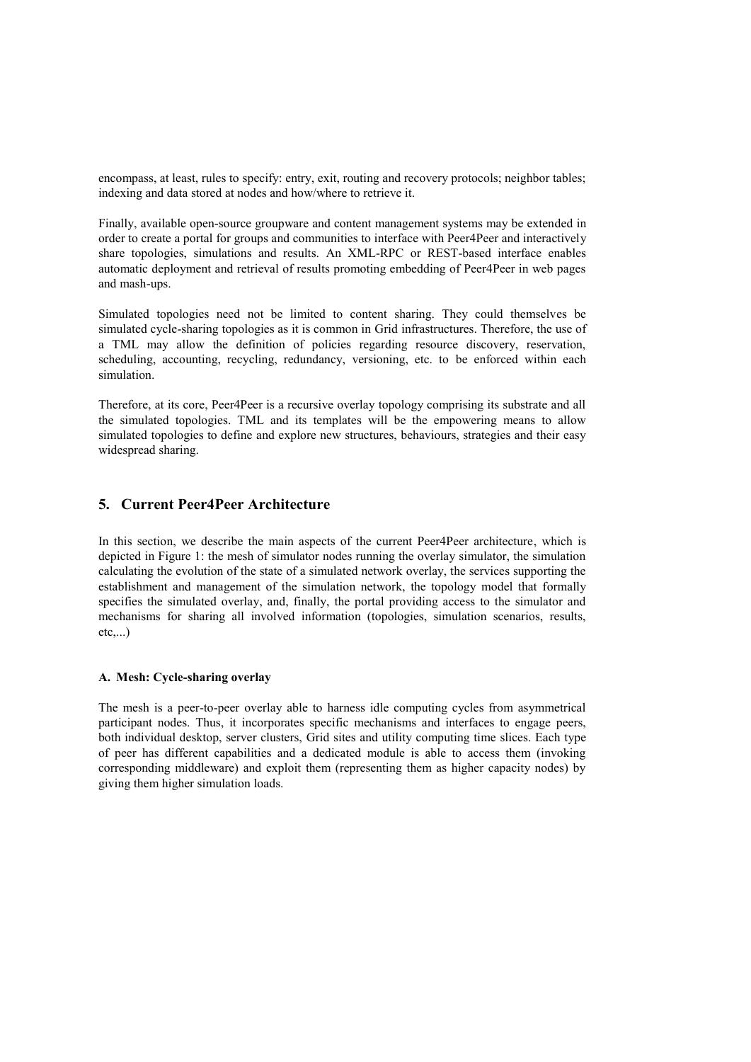encompass, at least, rules to specify: entry, exit, routing and recovery protocols; neighbor tables; indexing and data stored at nodes and how/where to retrieve it.

Finally, available open-source groupware and content management systems may be extended in order to create a portal for groups and communities to interface with Peer4Peer and interactively share topologies, simulations and results. An XML-RPC or REST-based interface enables automatic deployment and retrieval of results promoting embedding of Peer4Peer in web pages and mash-ups.

Simulated topologies need not be limited to content sharing. They could themselves be simulated cycle-sharing topologies as it is common in Grid infrastructures. Therefore, the use of a TML may allow the definition of policies regarding resource discovery, reservation, scheduling, accounting, recycling, redundancy, versioning, etc. to be enforced within each simulation.

Therefore, at its core, Peer4Peer is a recursive overlay topology comprising its substrate and all the simulated topologies. TML and its templates will be the empowering means to allow simulated topologies to define and explore new structures, behaviours, strategies and their easy widespread sharing.

## 5. Current Peer4Peer Architecture

In this section, we describe the main aspects of the current Peer4Peer architecture, which is depicted in Figure 1: the mesh of simulator nodes running the overlay simulator, the simulation calculating the evolution of the state of a simulated network overlay, the services supporting the establishment and management of the simulation network, the topology model that formally specifies the simulated overlay, and, finally, the portal providing access to the simulator and mechanisms for sharing all involved information (topologies, simulation scenarios, results, etc,...)

#### A. Mesh: Cycle-sharing overlay

The mesh is a peer-to-peer overlay able to harness idle computing cycles from asymmetrical participant nodes. Thus, it incorporates specific mechanisms and interfaces to engage peers, both individual desktop, server clusters, Grid sites and utility computing time slices. Each type of peer has different capabilities and a dedicated module is able to access them (invoking corresponding middleware) and exploit them (representing them as higher capacity nodes) by giving them higher simulation loads.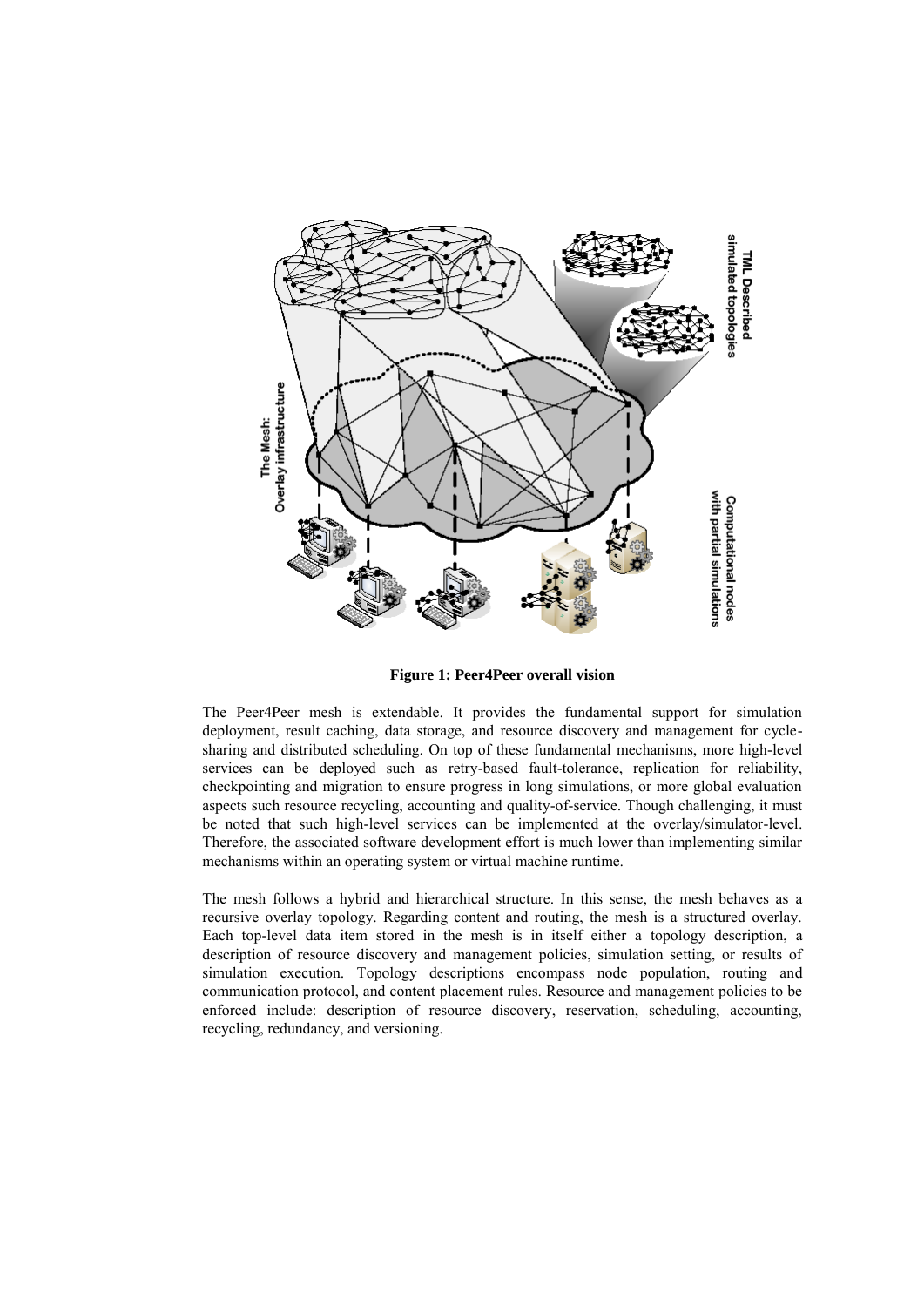**Figure 1: Peer4Peer overall vision**

The Peer4Peer mesh is extendable. It provides the fundamental support for simulation deployment, result caching, data storage, and resource discovery and management for cycle-sharing and distributed scheduling. On top of these fundamental mechanisms, more high-level services can be deployed such as retry-based fault-tolerance, replication for reliability, checkpointing and migration to ensure progress in long simulations, or more global evaluation aspects such resource recycling, accounting and quality-of-service. Though challenging, it must be noted that such high-level services can be implemented at the overlay/simulator-level. Therefore, the associated software development effort is much lower than implementing similar mechanisms within an operating system or virtual machine runtime.

The mesh follows a hybrid and hierarchical structure. In this sense, the mesh behaves as a recursive overlay topology. Regarding content and routing, the mesh is a structured overlay. Each top-level data item stored in the mesh is in itself either a topology description, a description of resource discovery and management policies, simulation setting, or results of simulation execution. Topology descriptions encompass node population, routing and communication protocol, and content placement rules. Resource and management policies to be enforced include: description of resource discovery, reservation, scheduling, accounting, recycling, redundancy, and versioning.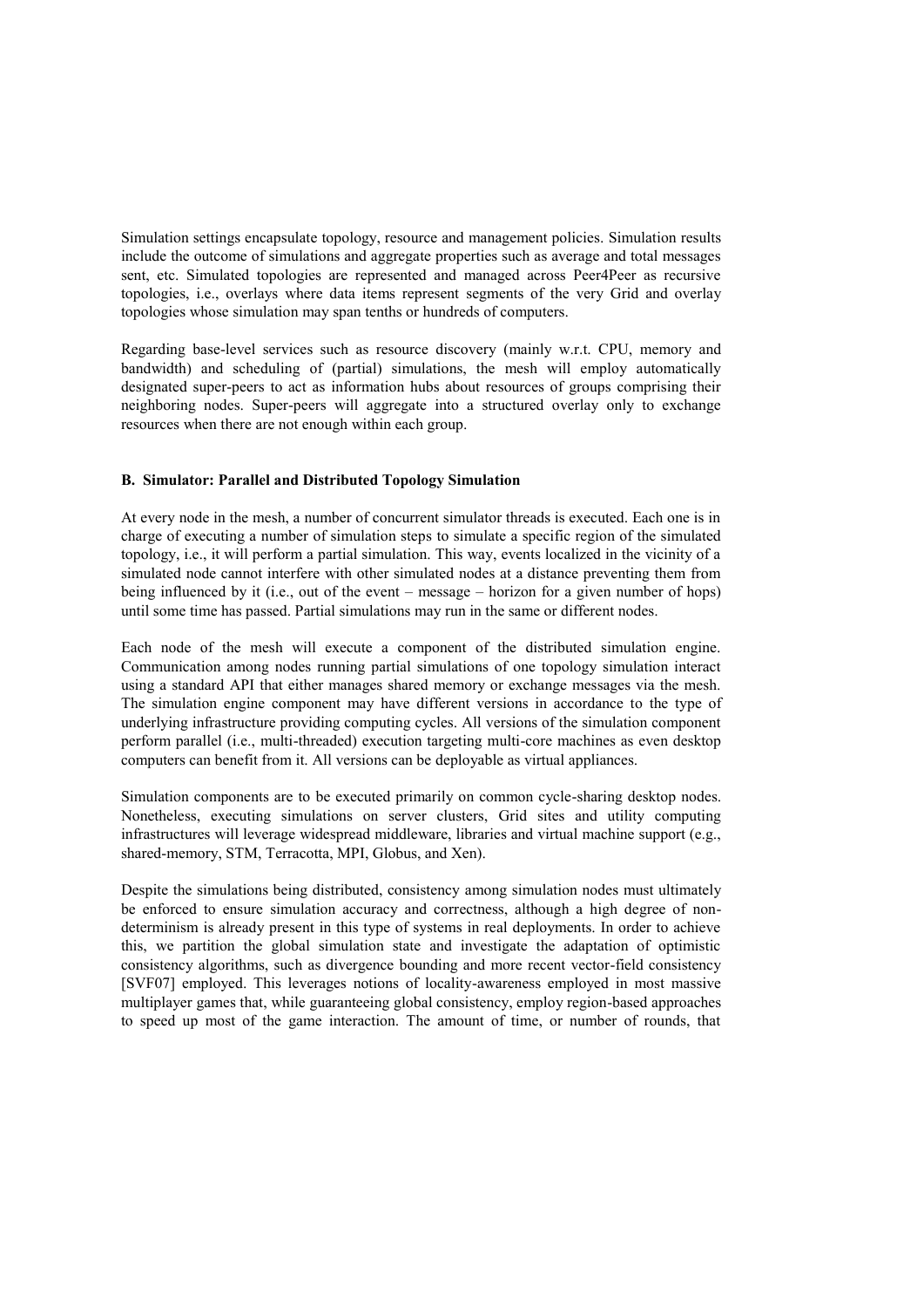Simulation settings encapsulate topology, resource and management policies. Simulation results include the outcome of simulations and aggregate properties such as average and total messages sent, etc. Simulated topologies are represented and managed across Peer4Peer as recursive topologies, i.e., overlays where data items represent segments of the very Grid and overlay topologies whose simulation may span tenths or hundreds of computers.

Regarding base-level services such as resource discovery (mainly w.r.t. CPU, memory and bandwidth) and scheduling of (partial) simulations, the mesh will employ automatically designated super-peers to act as information hubs about resources of groups comprising their neighboring nodes. Super-peers will aggregate into a structured overlay only to exchange resources when there are not enough within each group.

### B. Simulator: Parallel and Distributed Topology Simulation

At every node in the mesh, a number of concurrent simulator threads is executed. Each one is in charge of executing a number of simulation steps to simulate a specific region of the simulated topology, i.e., it will perform a partial simulation. This way, events localized in the vicinity of a simulated node cannot interfere with other simulated nodes at a distance preventing them from being influenced by it (i.e., out of the event – message – horizon for a given number of hops) until some time has passed. Partial simulations may run in the same or different nodes.

Each node of the mesh will execute a component of the distributed simulation engine. Communication among nodes running partial simulations of one topology simulation interact using a standard API that either manages shared memory or exchange messages via the mesh. The simulation engine component may have different versions in accordance to the type of underlying infrastructure providing computing cycles. All versions of the simulation component perform parallel (i.e., multi-threaded) execution targeting multi-core machines as even desktop computers can benefit from it. All versions can be deployable as virtual appliances.

Simulation components are to be executed primarily on common cycle-sharing desktop nodes. Nonetheless, executing simulations on server clusters, Grid sites and utility computing infrastructures will leverage widespread middleware, libraries and virtual machine support (e.g., shared-memory, STM, Terracotta, MPI, Globus, and Xen).

Despite the simulations being distributed, consistency among simulation nodes must ultimately be enforced to ensure simulation accuracy and correctness, although a high degree of non-determinism is already present in this type of systems in real deployments. In order to achieve this, we partition the global simulation state and investigate the adaptation of optimistic consistency algorithms, such as divergence bounding and more recent vector-field consistency [SVF07] employed. This leverages notions of locality-awareness employed in most massive multiplayer games that, while guaranteeing global consistency, employ region-based approaches to speed up most of the game interaction. The amount of time, or number of rounds, that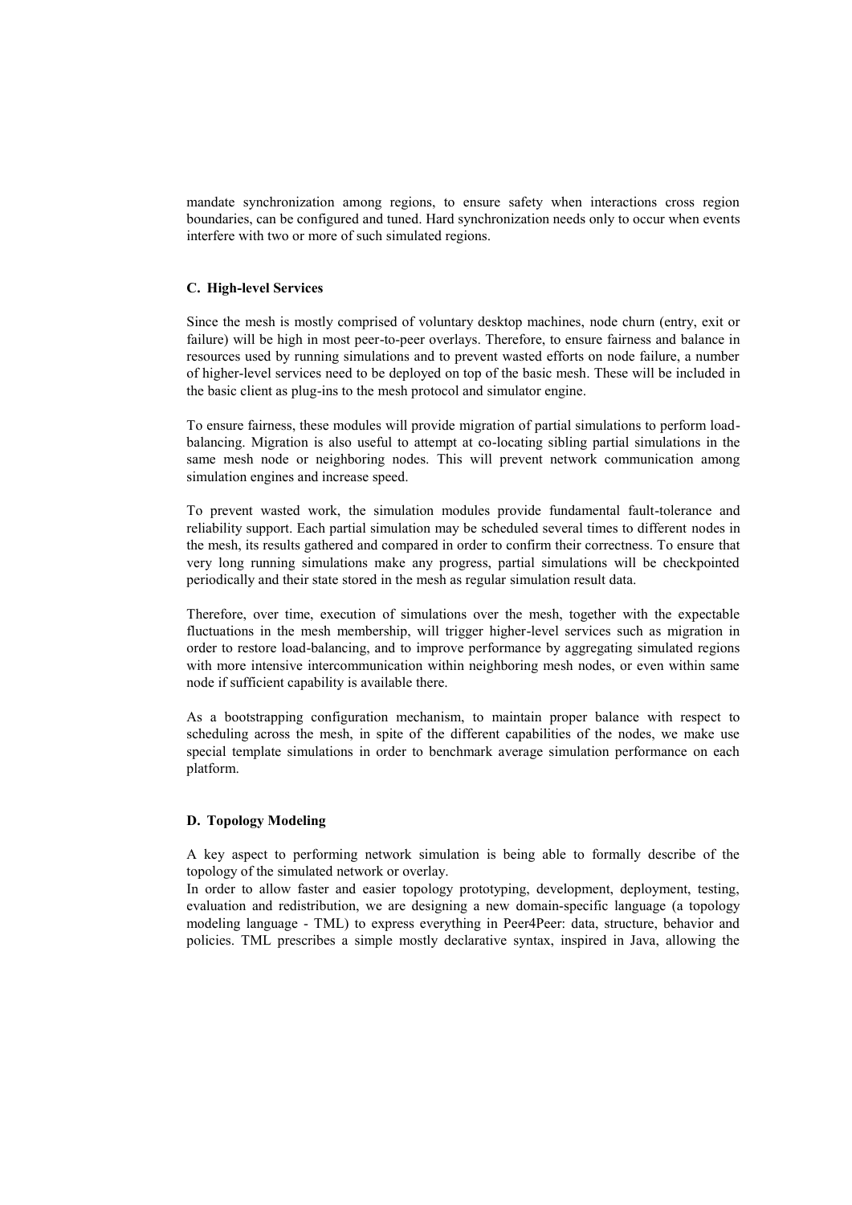mandate synchronization among regions, to ensure safety when interactions cross region boundaries, can be configured and tuned. Hard synchronization needs only to occur when events interfere with two or more of such simulated regions.

### C. High-level Services

Since the mesh is mostly comprised of voluntary desktop machines, node churn (entry, exit or failure) will be high in most peer-to-peer overlays. Therefore, to ensure fairness and balance in resources used by running simulations and to prevent wasted efforts on node failure, a number of higher-level services need to be deployed on top of the basic mesh. These will be included in the basic client as plug-ins to the mesh protocol and simulator engine.

To ensure fairness, these modules will provide migration of partial simulations to perform load-balancing. Migration is also useful to attempt at co-locating sibling partial simulations in the same mesh node or neighboring nodes. This will prevent network communication among simulation engines and increase speed.

To prevent wasted work, the simulation modules provide fundamental fault-tolerance and reliability support. Each partial simulation may be scheduled several times to different nodes in the mesh, its results gathered and compared in order to confirm their correctness. To ensure that very long running simulations make any progress, partial simulations will be checkpointed periodically and their state stored in the mesh as regular simulation result data.

Therefore, over time, execution of simulations over the mesh, together with the expectable fluctuations in the mesh membership, will trigger higher-level services such as migration in order to restore load-balancing, and to improve performance by aggregating simulated regions with more intensive intercommunication within neighboring mesh nodes, or even within same node if sufficient capability is available there.

As a bootstrapping configuration mechanism, to maintain proper balance with respect to scheduling across the mesh, in spite of the different capabilities of the nodes, we make use special template simulations in order to benchmark average simulation performance on each platform.

### D. Topology Modeling

A key aspect to performing network simulation is being able to formally describe of the topology of the simulated network or overlay.

In order to allow faster and easier topology prototyping, development, deployment, testing, evaluation and redistribution, we are designing a new domain-specific language (a topology modeling language - TML) to express everything in Peer4Peer: data, structure, behavior and policies. TML prescribes a simple mostly declarative syntax, inspired in Java, allowing the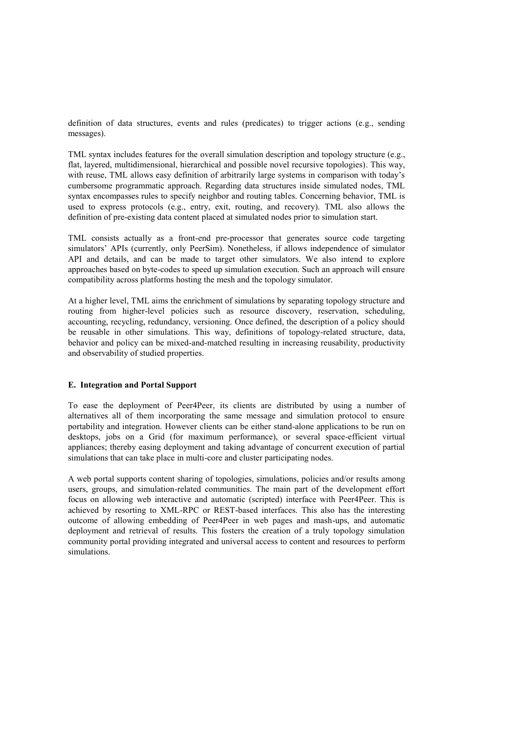definition of data structures, events and rules (predicates) to trigger actions (e.g., sending messages).

TML syntax includes features for the overall simulation description and topology structure (e.g., flat, layered, multidimensional, hierarchical and possible novel recursive topologies). This way, with reuse, TML allows easy definition of arbitrarily large systems in comparison with today's cumbersome programmatic approach. Regarding data structures inside simulated nodes, TML syntax encompasses rules to specify neighbor and routing tables. Concerning behavior, TML is used to express protocols (e.g., entry, exit, routing, and recovery). TML also allows the definition of pre-existing data content placed at simulated nodes prior to simulation start.

TML consists actually as a front-end pre-processor that generates source code targeting simulators' APIs (currently, only PeerSim). Nonetheless, if allows independence of simulator API and details, and can be made to target other simulators. We also intend to explore approaches based on byte-codes to speed up simulation execution. Such an approach will ensure compatibility across platforms hosting the mesh and the topology simulator.

At a higher level, TML aims the enrichment of simulations by separating topology structure and routing from higher-level policies such as resource discovery, reservation, scheduling, accounting, recycling, redundancy, versioning. Once defined, the description of a policy should be reusable in other simulations. This way, definitions of topology-related structure, data, behavior and policy can be mixed-and-matched resulting in increasing reusability, productivity and observability of studied properties.

### E. Integration and Portal Support

To ease the deployment of Peer4Peer, its clients are distributed by using a number of alternatives all of them incorporating the same message and simulation protocol to ensure portability and integration. However clients can be either stand-alone applications to be run on desktops, jobs on a Grid (for maximum performance), or several space-efficient virtual appliances; thereby easing deployment and taking advantage of concurrent execution of partial simulations that can take place in multi-core and cluster participating nodes.

A web portal supports content sharing of topologies, simulations, policies and/or results among users, groups, and simulation-related communities. The main part of the development effort focus on allowing web interactive and automatic (scripted) interface with Peer4Peer. This is achieved by resorting to XML-RPC or REST-based interfaces. This also has the interesting outcome of allowing embedding of Peer4Peer in web pages and mash-ups, and automatic deployment and retrieval of results. This fosters the creation of a truly topology simulation community portal providing integrated and universal access to content and resources to perform simulations.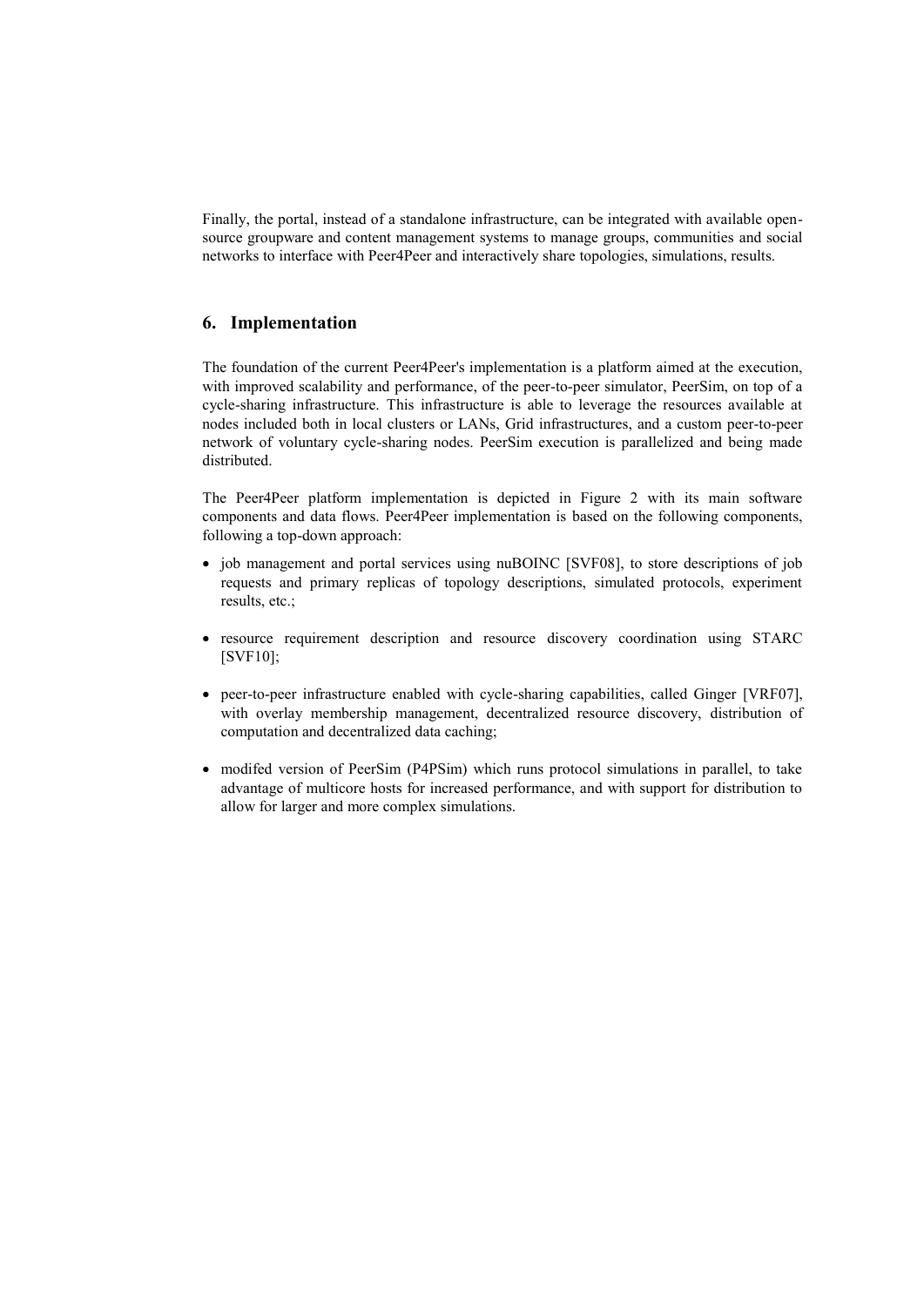Finally, the portal, instead of a standalone infrastructure, can be integrated with available open-source groupware and content management systems to manage groups, communities and social networks to interface with Peer4Peer and interactively share topologies, simulations, results.

## 6. Implementation

The foundation of the current Peer4Peer's implementation is a platform aimed at the execution, with improved scalability and performance, of the peer-to-peer simulator, PeerSim, on top of a cycle-sharing infrastructure. This infrastructure is able to leverage the resources available at nodes included both in local clusters or LANs, Grid infrastructures, and a custom peer-to-peer network of voluntary cycle-sharing nodes. PeerSim execution is parallelized and being made distributed.

The Peer4Peer platform implementation is depicted in Figure 2 with its main software components and data flows. Peer4Peer implementation is based on the following components, following a top-down approach:

- job management and portal services using nuBOINC [SVF08], to store descriptions of job requests and primary replicas of topology descriptions, simulated protocols, experiment results, etc.;

- resource requirement description and resource discovery coordination using STARC [SVF10];

- peer-to-peer infrastructure enabled with cycle-sharing capabilities, called Ginger [VRF07], with overlay membership management, decentralized resource discovery, distribution of computation and decentralized data caching;

- modifed version of PeerSim (P4PSim) which runs protocol simulations in parallel, to take advantage of multicore hosts for increased performance, and with support for distribution to allow for larger and more complex simulations.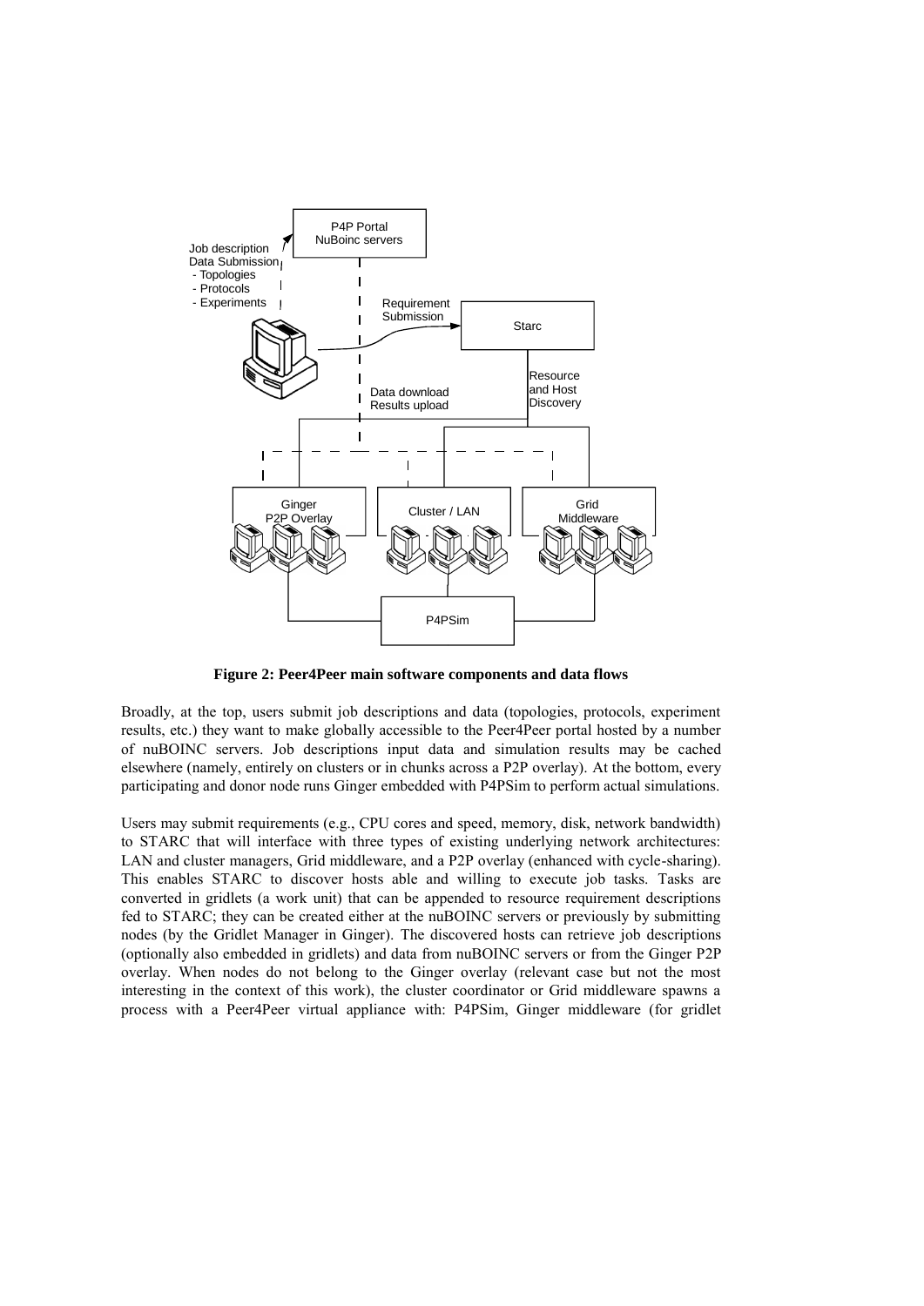**Figure 2: Peer4Peer main software components and data flows**

Broadly, at the top, users submit job descriptions and data (topologies, protocols, experiment results, etc.) they want to make globally accessible to the Peer4Peer portal hosted by a number of nuBOINC servers. Job descriptions input data and simulation results may be cached elsewhere (namely, entirely on clusters or in chunks across a P2P overlay). At the bottom, every participating and donor node runs Ginger embedded with P4PSim to perform actual simulations.

Users may submit requirements (e.g., CPU cores and speed, memory, disk, network bandwidth) to STARC that will interface with three types of existing underlying network architectures: LAN and cluster managers, Grid middleware, and a P2P overlay (enhanced with cycle-sharing). This enables STARC to discover hosts able and willing to execute job tasks. Tasks are converted in gridlets (a work unit) that can be appended to resource requirement descriptions fed to STARC; they can be created either at the nuBOINC servers or previously by submitting nodes (by the Gridlet Manager in Ginger). The discovered hosts can retrieve job descriptions (optionally also embedded in gridlets) and data from nuBOINC servers or from the Ginger P2P overlay. When nodes do not belong to the Ginger overlay (relevant case but not the most interesting in the context of this work), the cluster coordinator or Grid middleware spawns a process with a Peer4Peer virtual appliance with: P4PSim, Ginger middleware (for gridlet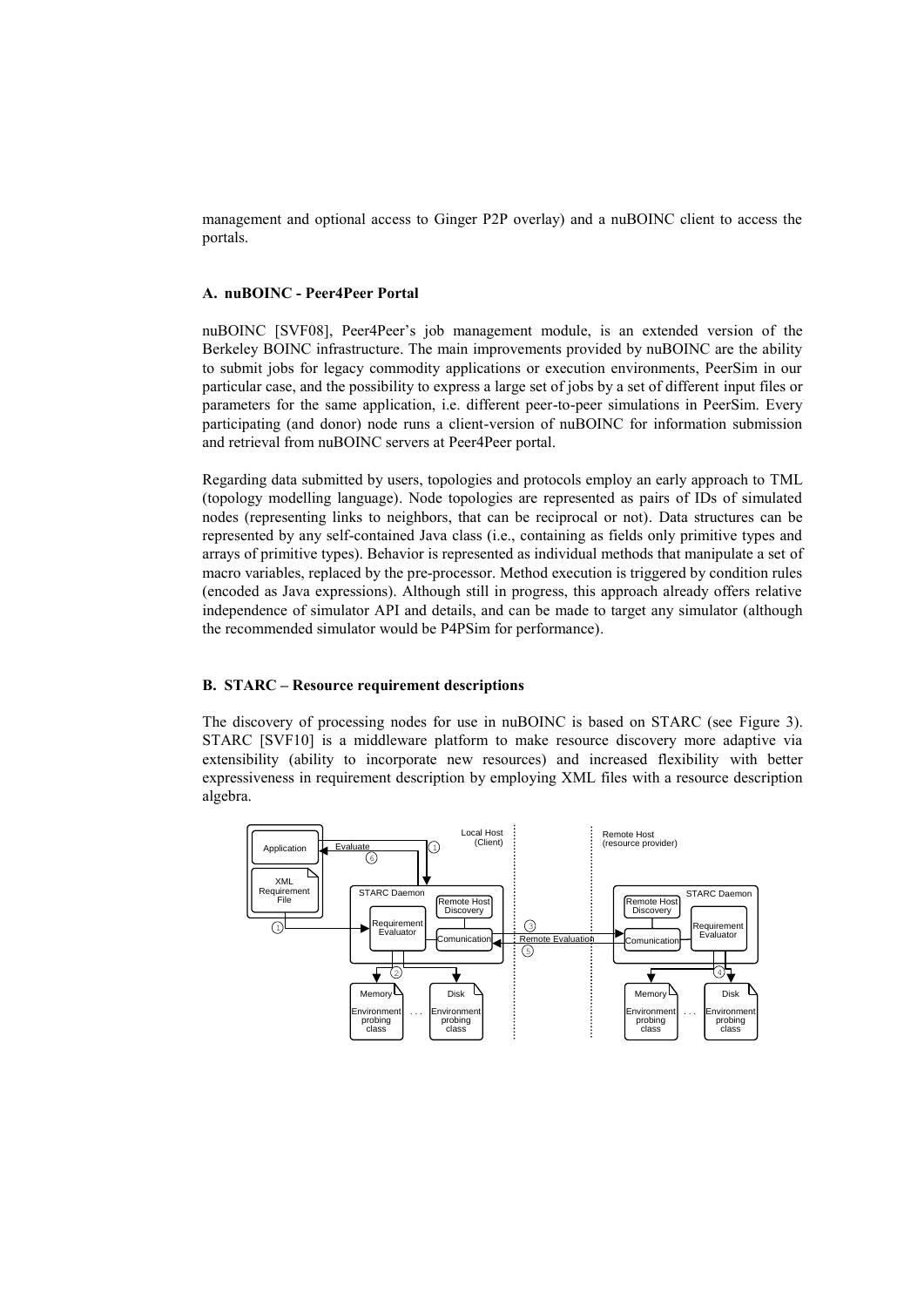management and optional access to Ginger P2P overlay) and a nuBOINC client to access the portals.

### A. nuBOINC - Peer4Peer Portal

nuBOINC [SVF08], Peer4Peer's job management module, is an extended version of the Berkeley BOINC infrastructure. The main improvements provided by nuBOINC are the ability to submit jobs for legacy commodity applications or execution environments, PeerSim in our particular case, and the possibility to express a large set of jobs by a set of different input files or parameters for the same application, i.e. different peer-to-peer simulations in PeerSim. Every participating (and donor) node runs a client-version of nuBOINC for information submission and retrieval from nuBOINC servers at Peer4Peer portal.

Regarding data submitted by users, topologies and protocols employ an early approach to TML (topology modelling language). Node topologies are represented as pairs of IDs of simulated nodes (representing links to neighbors, that can be reciprocal or not). Data structures can be represented by any self-contained Java class (i.e., containing as fields only primitive types and arrays of primitive types). Behavior is represented as individual methods that manipulate a set of macro variables, replaced by the pre-processor. Method execution is triggered by condition rules (encoded as Java expressions). Although still in progress, this approach already offers relative independence of simulator API and details, and can be made to target any simulator (although the recommended simulator would be P4PSim for performance).

### B. STARC – Resource requirement descriptions

The discovery of processing nodes for use in nuBOINC is based on STARC (see Figure 3). STARC [SVF10] is a middleware platform to make resource discovery more adaptive via extensibility (ability to incorporate new resources) and increased flexibility with better expressiveness in requirement description by employing XML files with a resource description algebra.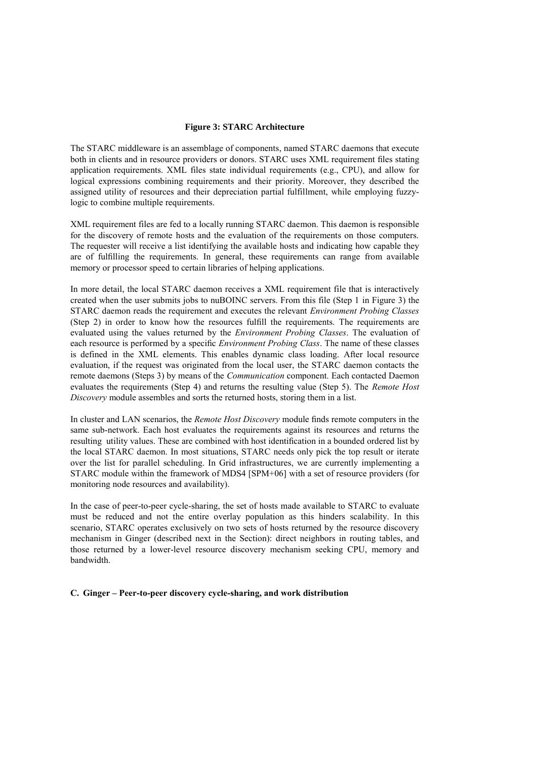**Figure 3: STARC Architecture**

The STARC middleware is an assemblage of components, named STARC daemons that execute both in clients and in resource providers or donors. STARC uses XML requirement files stating application requirements. XML files state individual requirements (e.g., CPU), and allow for logical expressions combining requirements and their priority. Moreover, they described the assigned utility of resources and their depreciation partial fulfillment, while employing fuzzy-logic to combine multiple requirements.

XML requirement files are fed to a locally running STARC daemon. This daemon is responsible for the discovery of remote hosts and the evaluation of the requirements on those computers. The requester will receive a list identifying the available hosts and indicating how capable they are of fulfilling the requirements. In general, these requirements can range from available memory or processor speed to certain libraries of helping applications.

In more detail, the local STARC daemon receives a XML requirement file that is interactively created when the user submits jobs to nuBOINC servers. From this file (Step 1 in Figure 3) the STARC daemon reads the requirement and executes the relevant *Environment Probing Classes* (Step 2) in order to know how the resources fulfill the requirements. The requirements are evaluated using the values returned by the *Environment Probing Classes*. The evaluation of each resource is performed by a specific *Environment Probing Class*. The name of these classes is defined in the XML elements. This enables dynamic class loading. After local resource evaluation, if the request was originated from the local user, the STARC daemon contacts the remote daemons (Steps 3) by means of the *Communication* component. Each contacted Daemon evaluates the requirements (Step 4) and returns the resulting value (Step 5). The *Remote Host Discovery* module assembles and sorts the returned hosts, storing them in a list.

In cluster and LAN scenarios, the *Remote Host Discovery* module finds remote computers in the same sub-network. Each host evaluates the requirements against its resources and returns the resulting utility values. These are combined with host identification in a bounded ordered list by the local STARC daemon. In most situations, STARC needs only pick the top result or iterate over the list for parallel scheduling. In Grid infrastructures, we are currently implementing a STARC module within the framework of MDS4 [SPM+06] with a set of resource providers (for monitoring node resources and availability).

In the case of peer-to-peer cycle-sharing, the set of hosts made available to STARC to evaluate must be reduced and not the entire overlay population as this hinders scalability. In this scenario, STARC operates exclusively on two sets of hosts returned by the resource discovery mechanism in Ginger (described next in the Section): direct neighbors in routing tables, and those returned by a lower-level resource discovery mechanism seeking CPU, memory and bandwidth.

### C. Ginger – Peer-to-peer discovery cycle-sharing, and work distribution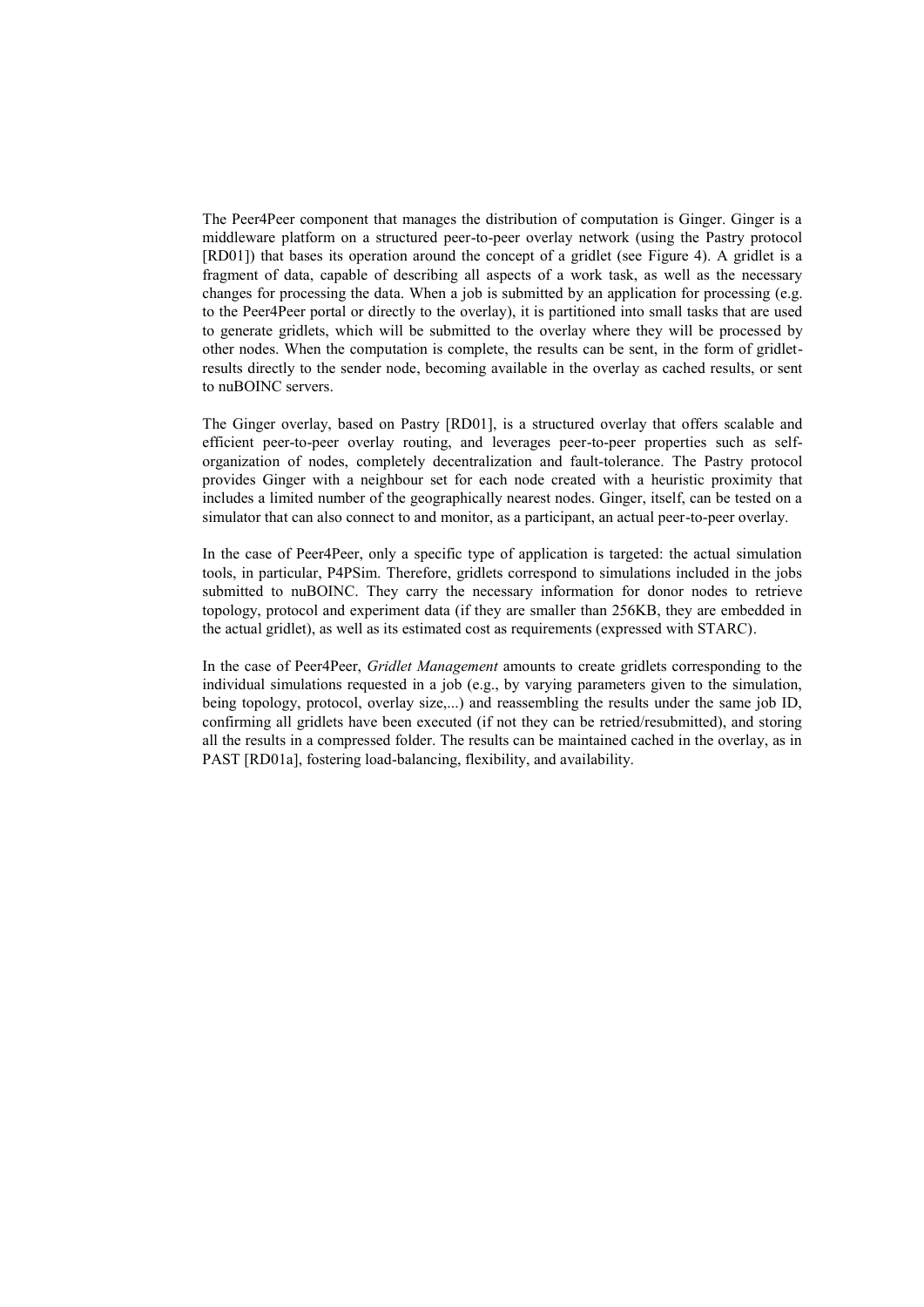The Peer4Peer component that manages the distribution of computation is Ginger. Ginger is a middleware platform on a structured peer-to-peer overlay network (using the Pastry protocol [RD01]) that bases its operation around the concept of a gridlet (see Figure 4). A gridlet is a fragment of data, capable of describing all aspects of a work task, as well as the necessary changes for processing the data. When a job is submitted by an application for processing (e.g. to the Peer4Peer portal or directly to the overlay), it is partitioned into small tasks that are used to generate gridlets, which will be submitted to the overlay where they will be processed by other nodes. When the computation is complete, the results can be sent, in the form of gridlet-results directly to the sender node, becoming available in the overlay as cached results, or sent to nuBOINC servers.

The Ginger overlay, based on Pastry [RD01], is a structured overlay that offers scalable and efficient peer-to-peer overlay routing, and leverages peer-to-peer properties such as self-organization of nodes, completely decentralization and fault-tolerance. The Pastry protocol provides Ginger with a neighbour set for each node created with a heuristic proximity that includes a limited number of the geographically nearest nodes. Ginger, itself, can be tested on a simulator that can also connect to and monitor, as a participant, an actual peer-to-peer overlay.

In the case of Peer4Peer, only a specific type of application is targeted: the actual simulation tools, in particular, P4PSim. Therefore, gridlets correspond to simulations included in the jobs submitted to nuBOINC. They carry the necessary information for donor nodes to retrieve topology, protocol and experiment data (if they are smaller than 256KB, they are embedded in the actual gridlet), as well as its estimated cost as requirements (expressed with STARC).

In the case of Peer4Peer, *Gridlet Management* amounts to create gridlets corresponding to the individual simulations requested in a job (e.g., by varying parameters given to the simulation, being topology, protocol, overlay size,...) and reassembling the results under the same job ID, confirming all gridlets have been executed (if not they can be retried/resubmitted), and storing all the results in a compressed folder. The results can be maintained cached in the overlay, as in PAST [RD01a], fostering load-balancing, flexibility, and availability.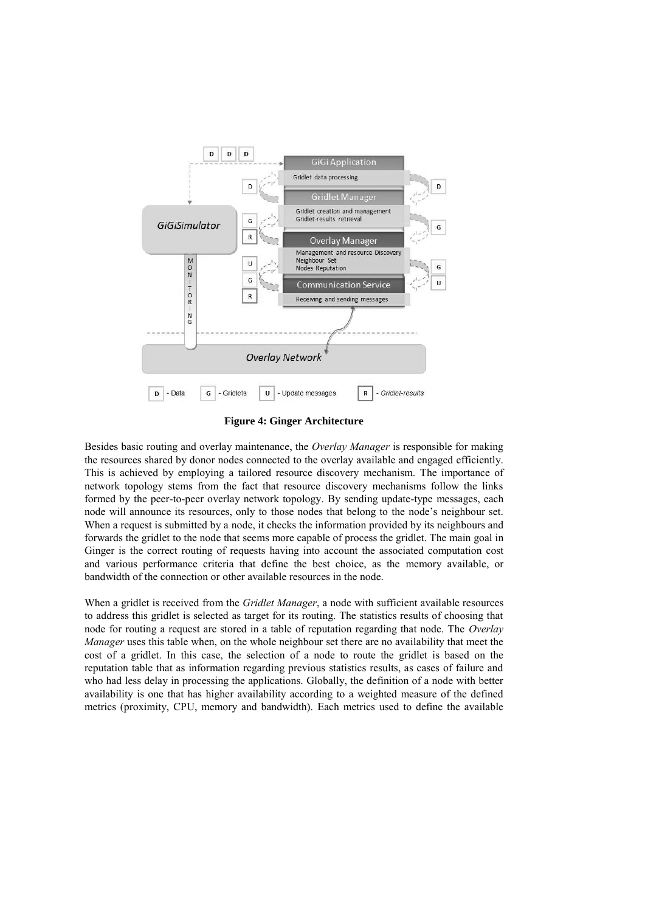**Figure 4: Ginger Architecture**

Besides basic routing and overlay maintenance, the *Overlay Manager* is responsible for making the resources shared by donor nodes connected to the overlay available and engaged efficiently. This is achieved by employing a tailored resource discovery mechanism. The importance of network topology stems from the fact that resource discovery mechanisms follow the links formed by the peer-to-peer overlay network topology. By sending update-type messages, each node will announce its resources, only to those nodes that belong to the node's neighbour set. When a request is submitted by a node, it checks the information provided by its neighbours and forwards the gridlet to the node that seems more capable of process the gridlet. The main goal in Ginger is the correct routing of requests having into account the associated computation cost and various performance criteria that define the best choice, as the memory available, or bandwidth of the connection or other available resources in the node.

When a gridlet is received from the *Gridlet Manager*, a node with sufficient available resources to address this gridlet is selected as target for its routing. The statistics results of choosing that node for routing a request are stored in a table of reputation regarding that node. The *Overlay Manager* uses this table when, on the whole neighbour set there are no availability that meet the cost of a gridlet. In this case, the selection of a node to route the gridlet is based on the reputation table that as information regarding previous statistics results, as cases of failure and who had less delay in processing the applications. Globally, the definition of a node with better availability is one that has higher availability according to a weighted measure of the defined metrics (proximity, CPU, memory and bandwidth). Each metrics used to define the available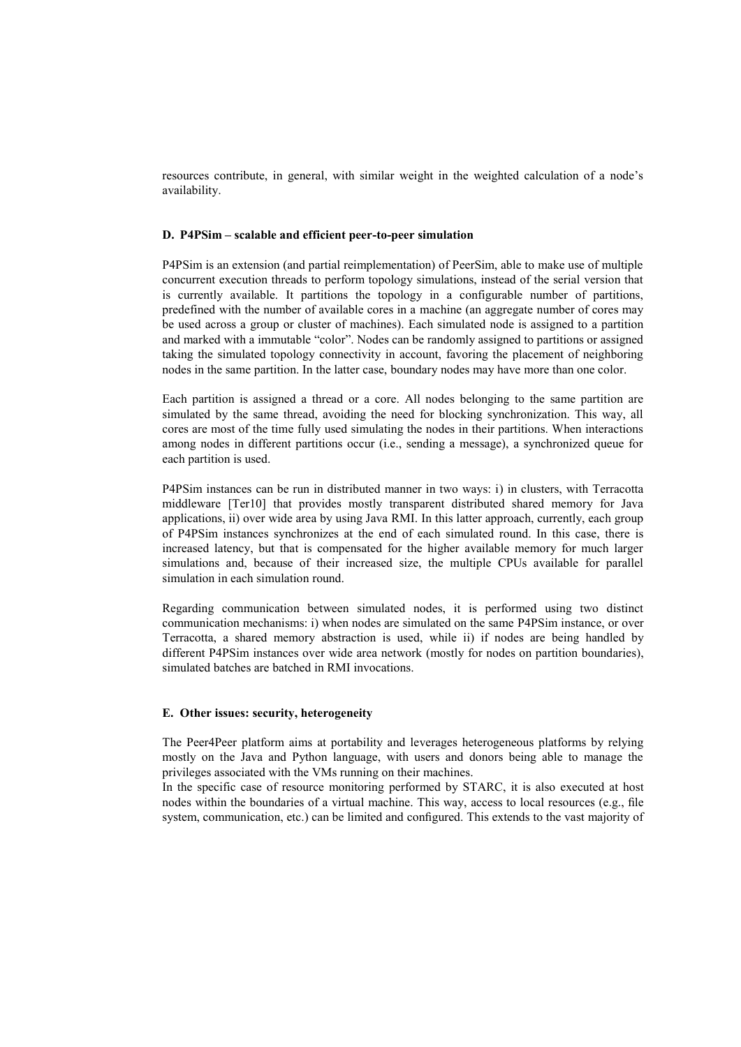resources contribute, in general, with similar weight in the weighted calculation of a node's availability.

#### D. P4PSim – scalable and efficient peer-to-peer simulation

P4PSim is an extension (and partial reimplementation) of PeerSim, able to make use of multiple concurrent execution threads to perform topology simulations, instead of the serial version that is currently available. It partitions the topology in a configurable number of partitions, predefined with the number of available cores in a machine (an aggregate number of cores may be used across a group or cluster of machines). Each simulated node is assigned to a partition and marked with a immutable "color". Nodes can be randomly assigned to partitions or assigned taking the simulated topology connectivity in account, favoring the placement of neighboring nodes in the same partition. In the latter case, boundary nodes may have more than one color.

Each partition is assigned a thread or a core. All nodes belonging to the same partition are simulated by the same thread, avoiding the need for blocking synchronization. This way, all cores are most of the time fully used simulating the nodes in their partitions. When interactions among nodes in different partitions occur (i.e., sending a message), a synchronized queue for each partition is used.

P4PSim instances can be run in distributed manner in two ways: i) in clusters, with Terracotta middleware [Ter10] that provides mostly transparent distributed shared memory for Java applications, ii) over wide area by using Java RMI. In this latter approach, currently, each group of P4PSim instances synchronizes at the end of each simulated round. In this case, there is increased latency, but that is compensated for the higher available memory for much larger simulations and, because of their increased size, the multiple CPUs available for parallel simulation in each simulation round.

Regarding communication between simulated nodes, it is performed using two distinct communication mechanisms: i) when nodes are simulated on the same P4PSim instance, or over Terracotta, a shared memory abstraction is used, while ii) if nodes are being handled by different P4PSim instances over wide area network (mostly for nodes on partition boundaries), simulated batches are batched in RMI invocations.

#### E. Other issues: security, heterogeneity

The Peer4Peer platform aims at portability and leverages heterogeneous platforms by relying mostly on the Java and Python language, with users and donors being able to manage the privileges associated with the VMs running on their machines.

In the specific case of resource monitoring performed by STARC, it is also executed at host nodes within the boundaries of a virtual machine. This way, access to local resources (e.g., file system, communication, etc.) can be limited and configured. This extends to the vast majority of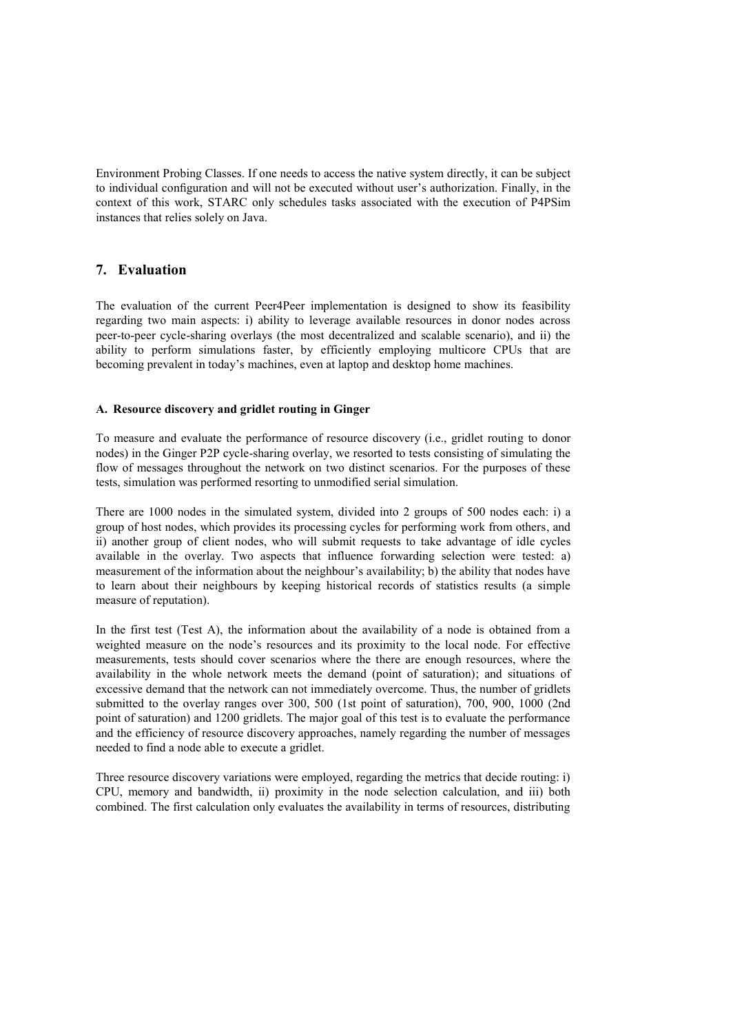Environment Probing Classes. If one needs to access the native system directly, it can be subject to individual configuration and will not be executed without user's authorization. Finally, in the context of this work, STARC only schedules tasks associated with the execution of P4PSim instances that relies solely on Java.

## 7. Evaluation

The evaluation of the current Peer4Peer implementation is designed to show its feasibility regarding two main aspects: i) ability to leverage available resources in donor nodes across peer-to-peer cycle-sharing overlays (the most decentralized and scalable scenario), and ii) the ability to perform simulations faster, by efficiently employing multicore CPUs that are becoming prevalent in today's machines, even at laptop and desktop home machines.

### A. Resource discovery and gridlet routing in Ginger

To measure and evaluate the performance of resource discovery (i.e., gridlet routing to donor nodes) in the Ginger P2P cycle-sharing overlay, we resorted to tests consisting of simulating the flow of messages throughout the network on two distinct scenarios. For the purposes of these tests, simulation was performed resorting to unmodified serial simulation.

There are 1000 nodes in the simulated system, divided into 2 groups of 500 nodes each: i) a group of host nodes, which provides its processing cycles for performing work from others, and ii) another group of client nodes, who will submit requests to take advantage of idle cycles available in the overlay. Two aspects that influence forwarding selection were tested: a) measurement of the information about the neighbour's availability; b) the ability that nodes have to learn about their neighbours by keeping historical records of statistics results (a simple measure of reputation).

In the first test (Test A), the information about the availability of a node is obtained from a weighted measure on the node's resources and its proximity to the local node. For effective measurements, tests should cover scenarios where the there are enough resources, where the availability in the whole network meets the demand (point of saturation); and situations of excessive demand that the network can not immediately overcome. Thus, the number of gridlets submitted to the overlay ranges over 300, 500 (1st point of saturation), 700, 900, 1000 (2nd point of saturation) and 1200 gridlets. The major goal of this test is to evaluate the performance and the efficiency of resource discovery approaches, namely regarding the number of messages needed to find a node able to execute a gridlet.

Three resource discovery variations were employed, regarding the metrics that decide routing: i) CPU, memory and bandwidth, ii) proximity in the node selection calculation, and iii) both combined. The first calculation only evaluates the availability in terms of resources, distributing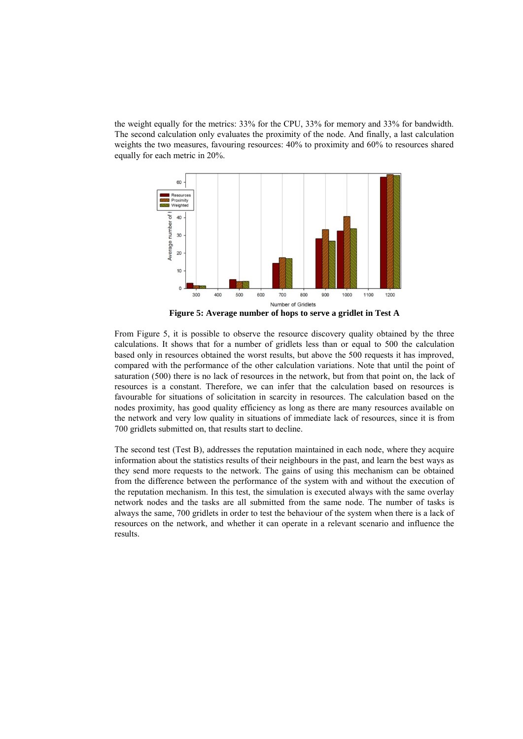the weight equally for the metrics: 33% for the CPU, 33% for memory and 33% for bandwidth. The second calculation only evaluates the proximity of the node. And finally, a last calculation weights the two measures, favouring resources: 40% to proximity and 60% to resources shared equally for each metric in 20%.

**Figure 5: Average number of hops to serve a gridlet in Test A**

From Figure 5, it is possible to observe the resource discovery quality obtained by the three calculations. It shows that for a number of gridlets less than or equal to 500 the calculation based only in resources obtained the worst results, but above the 500 requests it has improved, compared with the performance of the other calculation variations. Note that until the point of saturation (500) there is no lack of resources in the network, but from that point on, the lack of resources is a constant. Therefore, we can infer that the calculation based on resources is favourable for situations of solicitation in scarcity in resources. The calculation based on the nodes proximity, has good quality efficiency as long as there are many resources available on the network and very low quality in situations of immediate lack of resources, since it is from 700 gridlets submitted on, that results start to decline.

The second test (Test B), addresses the reputation maintained in each node, where they acquire information about the statistics results of their neighbours in the past, and learn the best ways as they send more requests to the network. The gains of using this mechanism can be obtained from the difference between the performance of the system with and without the execution of the reputation mechanism. In this test, the simulation is executed always with the same overlay network nodes and the tasks are all submitted from the same node. The number of tasks is always the same, 700 gridlets in order to test the behaviour of the system when there is a lack of resources on the network, and whether it can operate in a relevant scenario and influence the results.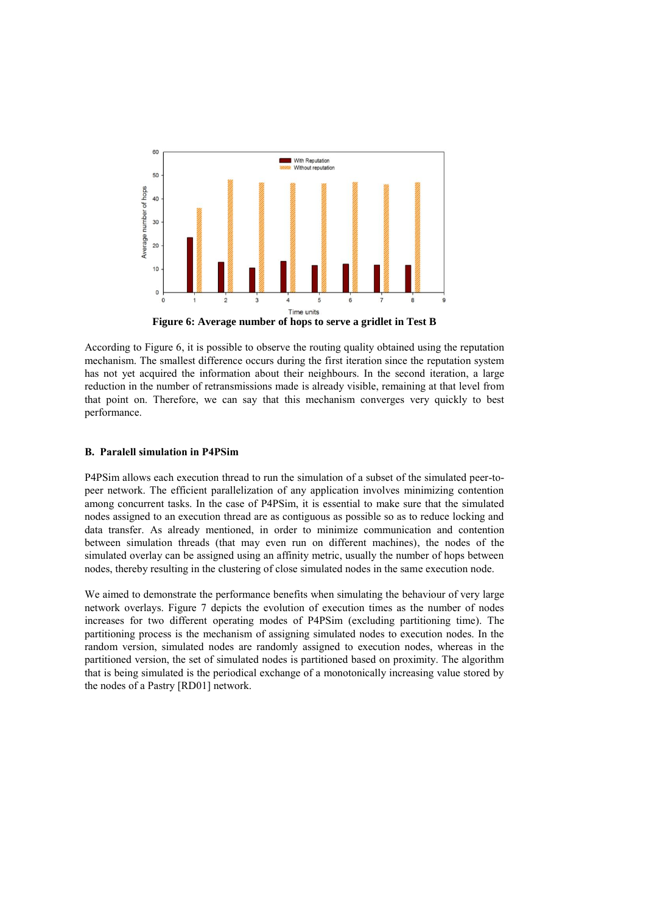**Figure 6: Average number of hops to serve a gridlet in Test B**

According to Figure 6, it is possible to observe the routing quality obtained using the reputation mechanism. The smallest difference occurs during the first iteration since the reputation system has not yet acquired the information about their neighbours. In the second iteration, a large reduction in the number of retransmissions made is already visible, remaining at that level from that point on. Therefore, we can say that this mechanism converges very quickly to best performance.

### B. Paralell simulation in P4PSim

P4PSim allows each execution thread to run the simulation of a subset of the simulated peer-to-peer network. The efficient parallelization of any application involves minimizing contention among concurrent tasks. In the case of P4PSim, it is essential to make sure that the simulated nodes assigned to an execution thread are as contiguous as possible so as to reduce locking and data transfer. As already mentioned, in order to minimize communication and contention between simulation threads (that may even run on different machines), the nodes of the simulated overlay can be assigned using an affinity metric, usually the number of hops between nodes, thereby resulting in the clustering of close simulated nodes in the same execution node.

We aimed to demonstrate the performance benefits when simulating the behaviour of very large network overlays. Figure 7 depicts the evolution of execution times as the number of nodes increases for two different operating modes of P4PSim (excluding partitioning time). The partitioning process is the mechanism of assigning simulated nodes to execution nodes. In the random version, simulated nodes are randomly assigned to execution nodes, whereas in the partitioned version, the set of simulated nodes is partitioned based on proximity. The algorithm that is being simulated is the periodical exchange of a monotonically increasing value stored by the nodes of a Pastry [RD01] network.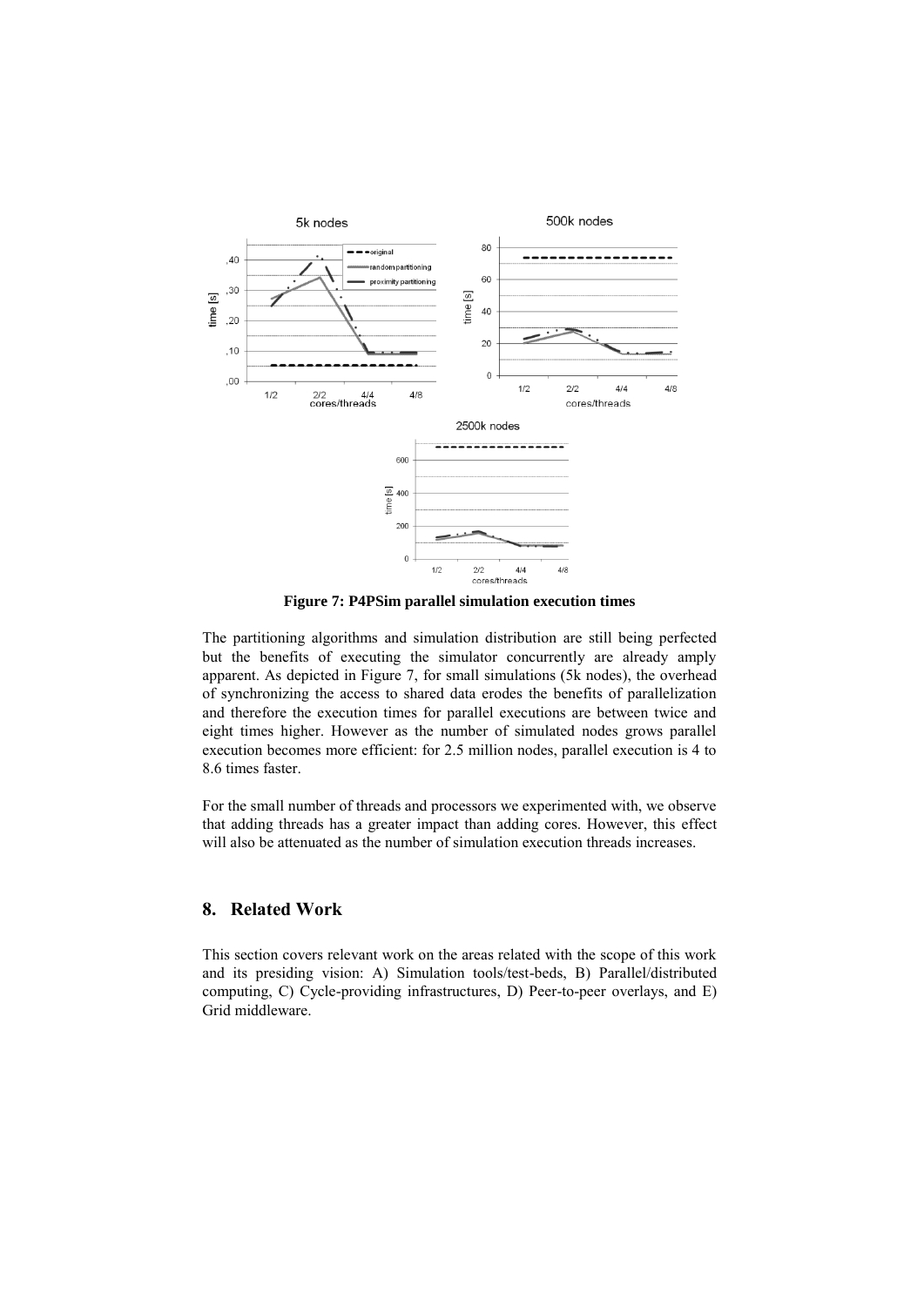**Figure 7: P4PSim parallel simulation execution times**

The partitioning algorithms and simulation distribution are still being perfected but the benefits of executing the simulator concurrently are already amply apparent. As depicted in Figure 7, for small simulations (5k nodes), the overhead of synchronizing the access to shared data erodes the benefits of parallelization and therefore the execution times for parallel executions are between twice and eight times higher. However as the number of simulated nodes grows parallel execution becomes more efficient: for 2.5 million nodes, parallel execution is 4 to 8.6 times faster.

For the small number of threads and processors we experimented with, we observe that adding threads has a greater impact than adding cores. However, this effect will also be attenuated as the number of simulation execution threads increases.

## 8. Related Work

This section covers relevant work on the areas related with the scope of this work and its presiding vision: A) Simulation tools/test-beds, B) Parallel/distributed computing, C) Cycle-providing infrastructures, D) Peer-to-peer overlays, and E) Grid middleware.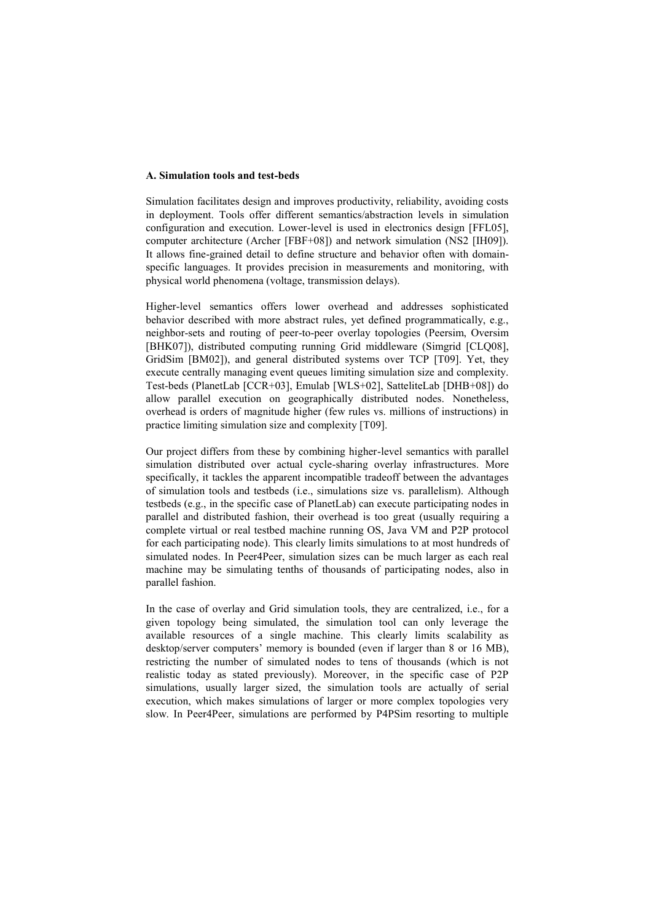### A. Simulation tools and test-beds

Simulation facilitates design and improves productivity, reliability, avoiding costs in deployment. Tools offer different semantics/abstraction levels in simulation configuration and execution. Lower-level is used in electronics design [FFL05], computer architecture (Archer [FBF+08]) and network simulation (NS2 [IH09]). It allows fine-grained detail to define structure and behavior often with domain-specific languages. It provides precision in measurements and monitoring, with physical world phenomena (voltage, transmission delays).

Higher-level semantics offers lower overhead and addresses sophisticated behavior described with more abstract rules, yet defined programmatically, e.g., neighbor-sets and routing of peer-to-peer overlay topologies (Peersim, Oversim [BHK07]), distributed computing running Grid middleware (Simgrid [CLQ08], GridSim [BM02]), and general distributed systems over TCP [T09]. Yet, they execute centrally managing event queues limiting simulation size and complexity. Test-beds (PlanetLab [CCR+03], Emulab [WLS+02], SatteliteLab [DHB+08]) do allow parallel execution on geographically distributed nodes. Nonetheless, overhead is orders of magnitude higher (few rules vs. millions of instructions) in practice limiting simulation size and complexity [T09].

Our project differs from these by combining higher-level semantics with parallel simulation distributed over actual cycle-sharing overlay infrastructures. More specifically, it tackles the apparent incompatible tradeoff between the advantages of simulation tools and testbeds (i.e., simulations size vs. parallelism). Although testbeds (e.g., in the specific case of PlanetLab) can execute participating nodes in parallel and distributed fashion, their overhead is too great (usually requiring a complete virtual or real testbed machine running OS, Java VM and P2P protocol for each participating node). This clearly limits simulations to at most hundreds of simulated nodes. In Peer4Peer, simulation sizes can be much larger as each real machine may be simulating tenths of thousands of participating nodes, also in parallel fashion.

In the case of overlay and Grid simulation tools, they are centralized, i.e., for a given topology being simulated, the simulation tool can only leverage the available resources of a single machine. This clearly limits scalability as desktop/server computers' memory is bounded (even if larger than 8 or 16 MB), restricting the number of simulated nodes to tens of thousands (which is not realistic today as stated previously). Moreover, in the specific case of P2P simulations, usually larger sized, the simulation tools are actually of serial execution, which makes simulations of larger or more complex topologies very slow. In Peer4Peer, simulations are performed by P4PSim resorting to multiple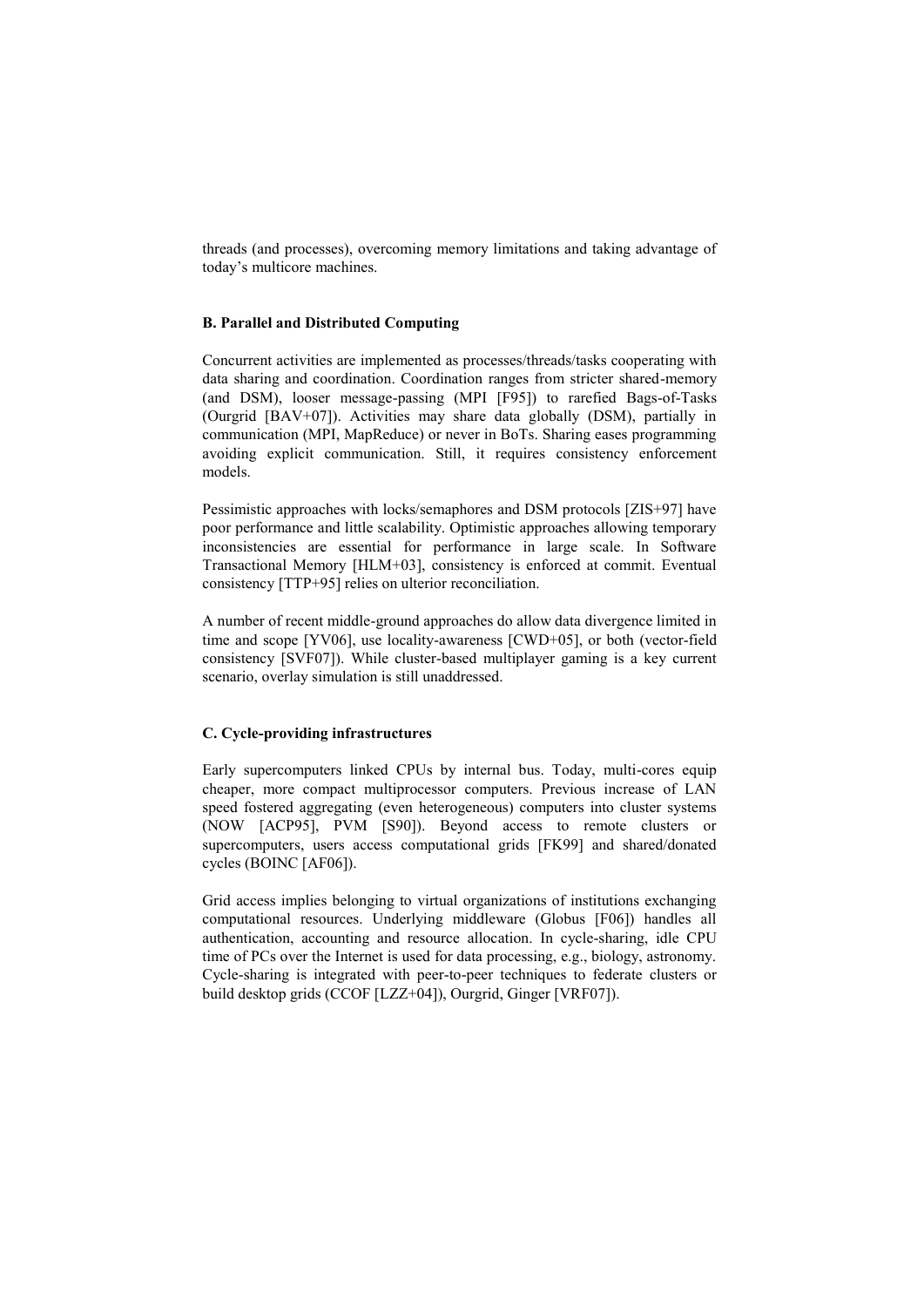threads (and processes), overcoming memory limitations and taking advantage of today's multicore machines.

### B. Parallel and Distributed Computing

Concurrent activities are implemented as processes/threads/tasks cooperating with data sharing and coordination. Coordination ranges from stricter shared-memory (and DSM), looser message-passing (MPI [F95]) to rarefied Bags-of-Tasks (Ourgrid [BAV+07]). Activities may share data globally (DSM), partially in communication (MPI, MapReduce) or never in BoTs. Sharing eases programming avoiding explicit communication. Still, it requires consistency enforcement models.

Pessimistic approaches with locks/semaphores and DSM protocols [ZIS+97] have poor performance and little scalability. Optimistic approaches allowing temporary inconsistencies are essential for performance in large scale. In Software Transactional Memory [HLM+03], consistency is enforced at commit. Eventual consistency [TTP+95] relies on ulterior reconciliation.

A number of recent middle-ground approaches do allow data divergence limited in time and scope [YV06], use locality-awareness [CWD+05], or both (vector-field consistency [SVF07]). While cluster-based multiplayer gaming is a key current scenario, overlay simulation is still unaddressed.

### C. Cycle-providing infrastructures

Early supercomputers linked CPUs by internal bus. Today, multi-cores equip cheaper, more compact multiprocessor computers. Previous increase of LAN speed fostered aggregating (even heterogeneous) computers into cluster systems (NOW [ACP95], PVM [S90]). Beyond access to remote clusters or supercomputers, users access computational grids [FK99] and shared/donated cycles (BOINC [AF06]).

Grid access implies belonging to virtual organizations of institutions exchanging computational resources. Underlying middleware (Globus [F06]) handles all authentication, accounting and resource allocation. In cycle-sharing, idle CPU time of PCs over the Internet is used for data processing, e.g., biology, astronomy. Cycle-sharing is integrated with peer-to-peer techniques to federate clusters or build desktop grids (CCOF [LZZ+04]), Ourgrid, Ginger [VRF07]).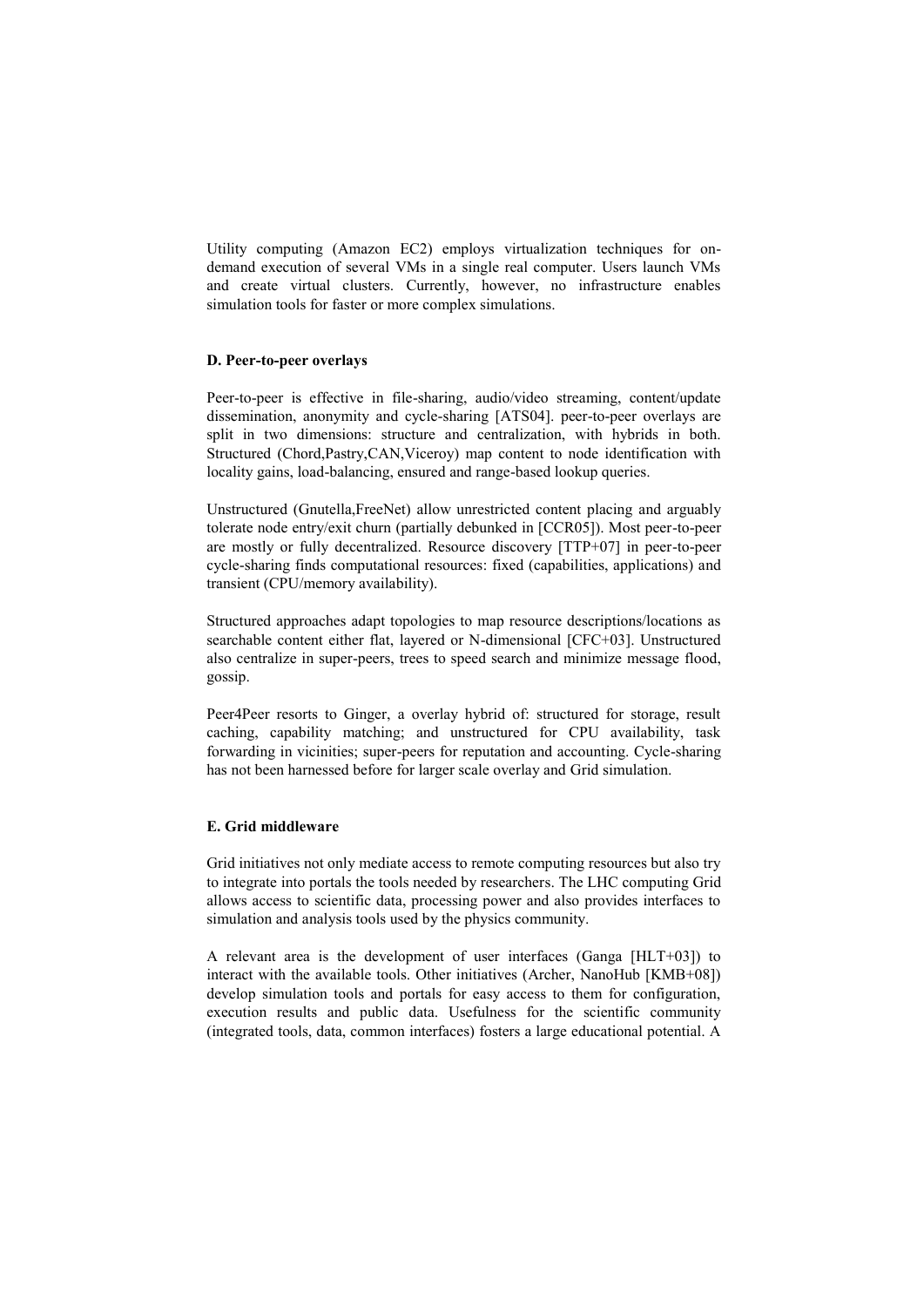Utility computing (Amazon EC2) employs virtualization techniques for on-demand execution of several VMs in a single real computer. Users launch VMs and create virtual clusters. Currently, however, no infrastructure enables simulation tools for faster or more complex simulations.

#### D. Peer-to-peer overlays

Peer-to-peer is effective in file-sharing, audio/video streaming, content/update dissemination, anonymity and cycle-sharing [ATS04]. peer-to-peer overlays are split in two dimensions: structure and centralization, with hybrids in both. Structured (Chord,Pastry,CAN,Viceroy) map content to node identification with locality gains, load-balancing, ensured and range-based lookup queries.

Unstructured (Gnutella,FreeNet) allow unrestricted content placing and arguably tolerate node entry/exit churn (partially debunked in [CCR05]). Most peer-to-peer are mostly or fully decentralized. Resource discovery [TTP+07] in peer-to-peer cycle-sharing finds computational resources: fixed (capabilities, applications) and transient (CPU/memory availability).

Structured approaches adapt topologies to map resource descriptions/locations as searchable content either flat, layered or N-dimensional [CFC+03]. Unstructured also centralize in super-peers, trees to speed search and minimize message flood, gossip.

Peer4Peer resorts to Ginger, a overlay hybrid of: structured for storage, result caching, capability matching; and unstructured for CPU availability, task forwarding in vicinities; super-peers for reputation and accounting. Cycle-sharing has not been harnessed before for larger scale overlay and Grid simulation.

#### E. Grid middleware

Grid initiatives not only mediate access to remote computing resources but also try to integrate into portals the tools needed by researchers. The LHC computing Grid allows access to scientific data, processing power and also provides interfaces to simulation and analysis tools used by the physics community.

A relevant area is the development of user interfaces (Ganga [HLT+03]) to interact with the available tools. Other initiatives (Archer, NanoHub [KMB+08]) develop simulation tools and portals for easy access to them for configuration, execution results and public data. Usefulness for the scientific community (integrated tools, data, common interfaces) fosters a large educational potential. A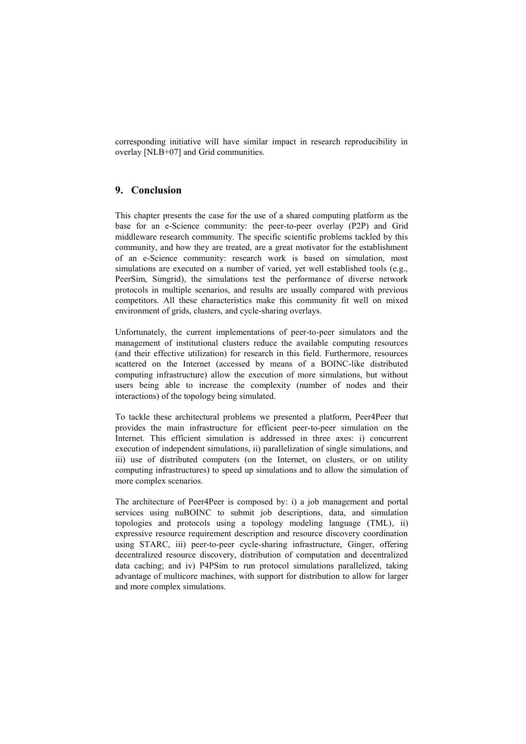corresponding initiative will have similar impact in research reproducibility in overlay [NLB+07] and Grid communities.

## 9. Conclusion

This chapter presents the case for the use of a shared computing platform as the base for an e-Science community: the peer-to-peer overlay (P2P) and Grid middleware research community. The specific scientific problems tackled by this community, and how they are treated, are a great motivator for the establishment of an e-Science community: research work is based on simulation, most simulations are executed on a number of varied, yet well established tools (e.g., PeerSim, Simgrid), the simulations test the performance of diverse network protocols in multiple scenarios, and results are usually compared with previous competitors. All these characteristics make this community fit well on mixed environment of grids, clusters, and cycle-sharing overlays.

Unfortunately, the current implementations of peer-to-peer simulators and the management of institutional clusters reduce the available computing resources (and their effective utilization) for research in this field. Furthermore, resources scattered on the Internet (accessed by means of a BOINC-like distributed computing infrastructure) allow the execution of more simulations, but without users being able to increase the complexity (number of nodes and their interactions) of the topology being simulated.

To tackle these architectural problems we presented a platform, Peer4Peer that provides the main infrastructure for efficient peer-to-peer simulation on the Internet. This efficient simulation is addressed in three axes: i) concurrent execution of independent simulations, ii) parallelization of single simulations, and iii) use of distributed computers (on the Internet, on clusters, or on utility computing infrastructures) to speed up simulations and to allow the simulation of more complex scenarios.

The architecture of Peer4Peer is composed by: i) a job management and portal services using nuBOINC to submit job descriptions, data, and simulation topologies and protocols using a topology modeling language (TML), ii) expressive resource requirement description and resource discovery coordination using STARC, iii) peer-to-peer cycle-sharing infrastructure, Ginger, offering decentralized resource discovery, distribution of computation and decentralized data caching; and iv) P4PSim to run protocol simulations parallelized, taking advantage of multicore machines, with support for distribution to allow for larger and more complex simulations.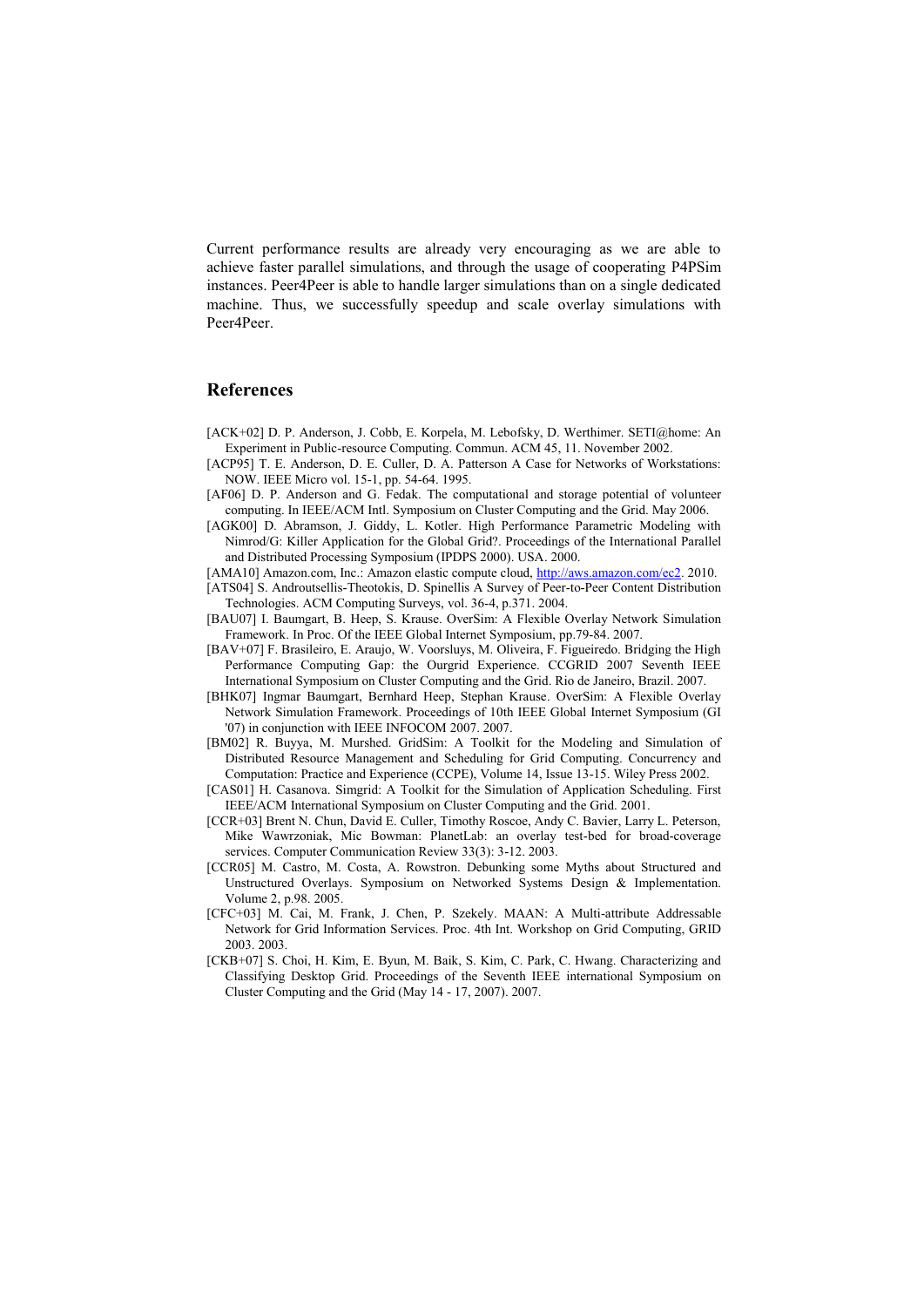Current performance results are already very encouraging as we are able to achieve faster parallel simulations, and through the usage of cooperating P4PSim instances. Peer4Peer is able to handle larger simulations than on a single dedicated machine. Thus, we successfully speedup and scale overlay simulations with Peer4Peer.

## References

[ACK+02] D. P. Anderson, J. Cobb, E. Korpela, M. Lebofsky, D. Werthimer. SETI@home: An Experiment in Public-resource Computing. Commun. ACM 45, 11. November 2002.

[ACP95] T. E. Anderson, D. E. Culler, D. A. Patterson A Case for Networks of Workstations: NOW. IEEE Micro vol. 15-1, pp. 54-64. 1995.

[AF06] D. P. Anderson and G. Fedak. The computational and storage potential of volunteer computing. In IEEE/ACM Intl. Symposium on Cluster Computing and the Grid. May 2006.

[AGK00] D. Abramson, J. Giddy, L. Kotler. High Performance Parametric Modeling with Nimrod/G: Killer Application for the Global Grid?. Proceedings of the International Parallel and Distributed Processing Symposium (IPDPS 2000). USA. 2000.

[AMA10] Amazon.com, Inc.: Amazon elastic compute cloud, http://aws.amazon.com/ec2. 2010.

[ATS04] S. Androutsellis-Theotokis, D. Spinellis A Survey of Peer-to-Peer Content Distribution Technologies. ACM Computing Surveys, vol. 36-4, p.371. 2004.

[BAU07] I. Baumgart, B. Heep, S. Krause. OverSim: A Flexible Overlay Network Simulation Framework. In Proc. Of the IEEE Global Internet Symposium, pp.79-84. 2007.

[BAV+07] F. Brasileiro, E. Araujo, W. Voorsluys, M. Oliveira, F. Figueiredo. Bridging the High Performance Computing Gap: the Ourgrid Experience. CCGRID 2007 Seventh IEEE International Symposium on Cluster Computing and the Grid. Rio de Janeiro, Brazil. 2007.

[BHK07] Ingmar Baumgart, Bernhard Heep, Stephan Krause. OverSim: A Flexible Overlay Network Simulation Framework. Proceedings of 10th IEEE Global Internet Symposium (GI '07) in conjunction with IEEE INFOCOM 2007. 2007.

[BM02] R. Buyya, M. Murshed. GridSim: A Toolkit for the Modeling and Simulation of Distributed Resource Management and Scheduling for Grid Computing. Concurrency and Computation: Practice and Experience (CCPE), Volume 14, Issue 13-15. Wiley Press 2002.

[CAS01] H. Casanova. Simgrid: A Toolkit for the Simulation of Application Scheduling. First IEEE/ACM International Symposium on Cluster Computing and the Grid. 2001.

[CCR+03] Brent N. Chun, David E. Culler, Timothy Roscoe, Andy C. Bavier, Larry L. Peterson, Mike Wawrzoniak, Mic Bowman: PlanetLab: an overlay test-bed for broad-coverage services. Computer Communication Review 33(3): 3-12. 2003.

[CCR05] M. Castro, M. Costa, A. Rowstron. Debunking some Myths about Structured and Unstructured Overlays. Symposium on Networked Systems Design & Implementation. Volume 2, p.98. 2005.

[CFC+03] M. Cai, M. Frank, J. Chen, P. Szekely. MAAN: A Multi-attribute Addressable Network for Grid Information Services. Proc. 4th Int. Workshop on Grid Computing, GRID 2003. 2003.

[CKB+07] S. Choi, H. Kim, E. Byun, M. Baik, S. Kim, C. Park, C. Hwang. Characterizing and Classifying Desktop Grid. Proceedings of the Seventh IEEE international Symposium on Cluster Computing and the Grid (May 14 - 17, 2007). 2007.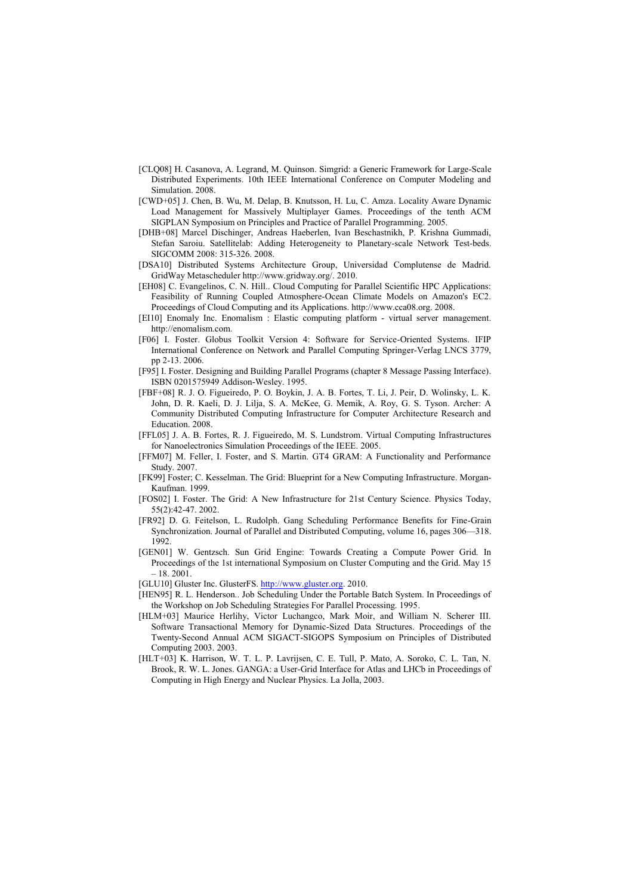[CLQ08] H. Casanova, A. Legrand, M. Quinson. Simgrid: a Generic Framework for Large-Scale Distributed Experiments. 10th IEEE International Conference on Computer Modeling and Simulation. 2008.

[CWD+05] J. Chen, B. Wu, M. Delap, B. Knutsson, H. Lu, C. Amza. Locality Aware Dynamic Load Management for Massively Multiplayer Games. Proceedings of the tenth ACM SIGPLAN Symposium on Principles and Practice of Parallel Programming. 2005.

[DHB+08] Marcel Dischinger, Andreas Haeberlen, Ivan Beschastnikh, P. Krishna Gummadi, Stefan Saroiu. Satellitelab: Adding Heterogeneity to Planetary-scale Network Test-beds. SIGCOMM 2008: 315-326. 2008.

[DSA10] Distributed Systems Architecture Group, Universidad Complutense de Madrid. GridWay Metascheduler http://www.gridway.org/. 2010.

[EH08] C. Evangelinos, C. N. Hill.. Cloud Computing for Parallel Scientific HPC Applications: Feasibility of Running Coupled Atmosphere-Ocean Climate Models on Amazon's EC2. Proceedings of Cloud Computing and its Applications. http://www.cca08.org. 2008.

[EI10] Enomaly Inc. Enomalism : Elastic computing platform - virtual server management. http://enomalism.com.

[F06] I. Foster. Globus Toolkit Version 4: Software for Service-Oriented Systems. IFIP International Conference on Network and Parallel Computing Springer-Verlag LNCS 3779, pp 2-13. 2006.

[F95] I. Foster. Designing and Building Parallel Programs (chapter 8 Message Passing Interface). ISBN 0201575949 Addison-Wesley. 1995.

[FBF+08] R. J. O. Figueiredo, P. O. Boykin, J. A. B. Fortes, T. Li, J. Peir, D. Wolinsky, L. K. John, D. R. Kaeli, D. J. Lilja, S. A. McKee, G. Memik, A. Roy, G. S. Tyson. Archer: A Community Distributed Computing Infrastructure for Computer Architecture Research and Education. 2008.

[FFL05] J. A. B. Fortes, R. J. Figueiredo, M. S. Lundstrom. Virtual Computing Infrastructures for Nanoelectronics Simulation Proceedings of the IEEE. 2005.

[FFM07] M. Feller, I. Foster, and S. Martin. GT4 GRAM: A Functionality and Performance Study. 2007.

[FK99] Foster; C. Kesselman. The Grid: Blueprint for a New Computing Infrastructure. Morgan-Kaufman. 1999.

[FOS02] I. Foster. The Grid: A New Infrastructure for 21st Century Science. Physics Today, 55(2):42-47. 2002.

[FR92] D. G. Feitelson, L. Rudolph. Gang Scheduling Performance Benefits for Fine-Grain Synchronization. Journal of Parallel and Distributed Computing, volume 16, pages 306—318. 1992.

[GEN01] W. Gentzsch. Sun Grid Engine: Towards Creating a Compute Power Grid. In Proceedings of the 1st international Symposium on Cluster Computing and the Grid. May 15 – 18. 2001.

[GLU10] Gluster Inc. GlusterFS. http://www.gluster.org. 2010.

[HEN95] R. L. Henderson.. Job Scheduling Under the Portable Batch System. In Proceedings of the Workshop on Job Scheduling Strategies For Parallel Processing. 1995.

[HLM+03] Maurice Herlihy, Victor Luchangco, Mark Moir, and William N. Scherer III. Software Transactional Memory for Dynamic-Sized Data Structures. Proceedings of the Twenty-Second Annual ACM SIGACT-SIGOPS Symposium on Principles of Distributed Computing 2003. 2003.

[HLT+03] K. Harrison, W. T. L. P. Lavrijsen, C. E. Tull, P. Mato, A. Soroko, C. L. Tan, N. Brook, R. W. L. Jones. GANGA: a User-Grid Interface for Atlas and LHCb in Proceedings of Computing in High Energy and Nuclear Physics. La Jolla, 2003.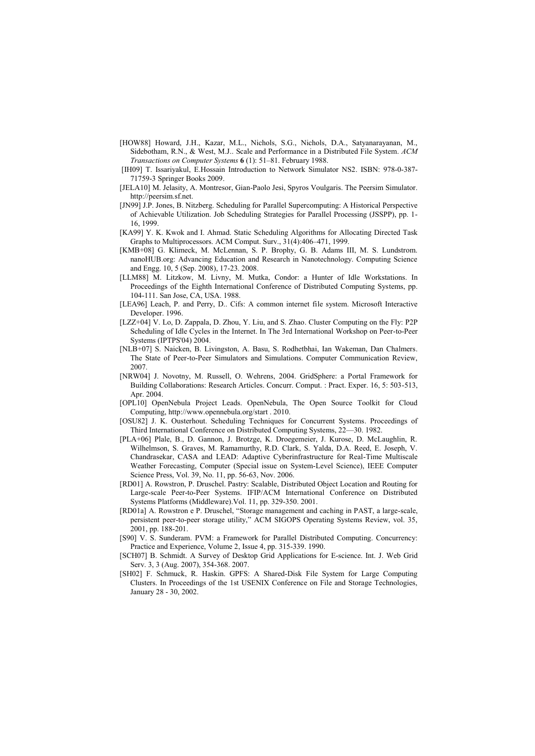[HOW88] Howard, J.H., Kazar, M.L., Nichols, S.G., Nichols, D.A., Satyanarayanan, M., Sidebotham, R.N., & West, M.J.. Scale and Performance in a Distributed File System. *ACM Transactions on Computer Systems* **6** (1): 51–81. February 1988.

[IH09] T. Issariyakul, E.Hossain Introduction to Network Simulator NS2. ISBN: 978-0-387-71759-3 Springer Books 2009.

[JELA10] M. Jelasity, A. Montresor, Gian-Paolo Jesi, Spyros Voulgaris. The Peersim Simulator. http://peersim.sf.net.

[JN99] J.P. Jones, B. Nitzberg. Scheduling for Parallel Supercomputing: A Historical Perspective of Achievable Utilization. Job Scheduling Strategies for Parallel Processing (JSSPP), pp. 1-16, 1999.

[KA99] Y. K. Kwok and I. Ahmad. Static Scheduling Algorithms for Allocating Directed Task Graphs to Multiprocessors. ACM Comput. Surv., 31(4):406–471, 1999.

[KMB+08] G. Klimeck, M. McLennan, S. P. Brophy, G. B. Adams III, M. S. Lundstrom. nanoHUB.org: Advancing Education and Research in Nanotechnology. Computing Science and Engg. 10, 5 (Sep. 2008), 17-23. 2008.

[LLM88] M. Litzkow, M. Livny, M. Mutka, Condor: a Hunter of Idle Workstations. In Proceedings of the Eighth International Conference of Distributed Computing Systems, pp. 104-111. San Jose, CA, USA. 1988.

[LEA96] Leach, P. and Perry, D.. Cifs: A common internet file system. Microsoft Interactive Developer. 1996.

[LZZ+04] V. Lo, D. Zappala, D. Zhou, Y. Liu, and S. Zhao. Cluster Computing on the Fly: P2P Scheduling of Idle Cycles in the Internet. In The 3rd International Workshop on Peer-to-Peer Systems (IPTPS'04) 2004.

[NLB+07] S. Naicken, B. Livingston, A. Basu, S. Rodhetbhai, Ian Wakeman, Dan Chalmers. The State of Peer-to-Peer Simulators and Simulations. Computer Communication Review, 2007.

[NRW04] J. Novotny, M. Russell, O. Wehrens, 2004. GridSphere: a Portal Framework for Building Collaborations: Research Articles. Concurr. Comput. : Pract. Exper. 16, 5: 503-513, Apr. 2004.

[OPL10] OpenNebula Project Leads. OpenNebula, The Open Source Toolkit for Cloud Computing, http://www.opennebula.org/start . 2010.

[OSU82] J. K. Ousterhout. Scheduling Techniques for Concurrent Systems. Proceedings of Third International Conference on Distributed Computing Systems, 22—30. 1982.

[PLA+06] Plale, B., D. Gannon, J. Brotzge, K. Droegemeier, J. Kurose, D. McLaughlin, R. Wilhelmson, S. Graves, M. Ramamurthy, R.D. Clark, S. Yalda, D.A. Reed, E. Joseph, V. Chandrasekar, CASA and LEAD: Adaptive Cyberinfrastructure for Real-Time Multiscale Weather Forecasting, Computer (Special issue on System-Level Science), IEEE Computer Science Press, Vol. 39, No. 11, pp. 56-63, Nov. 2006.

[RD01] A. Rowstron, P. Druschel. Pastry: Scalable, Distributed Object Location and Routing for Large-scale Peer-to-Peer Systems. IFIP/ACM International Conference on Distributed Systems Platforms (Middleware).Vol. 11, pp. 329-350. 2001.

[RD01a] A. Rowstron e P. Druschel, "Storage management and caching in PAST, a large-scale, persistent peer-to-peer storage utility," ACM SIGOPS Operating Systems Review, vol. 35, 2001, pp. 188-201.

[S90] V. S. Sunderam. PVM: a Framework for Parallel Distributed Computing. Concurrency: Practice and Experience, Volume 2, Issue 4, pp. 315-339. 1990.

[SCH07] B. Schmidt. A Survey of Desktop Grid Applications for E-science. Int. J. Web Grid Serv. 3, 3 (Aug. 2007), 354-368. 2007.

[SH02] F. Schmuck, R. Haskin. GPFS: A Shared-Disk File System for Large Computing Clusters. In Proceedings of the 1st USENIX Conference on File and Storage Technologies, January 28 - 30, 2002.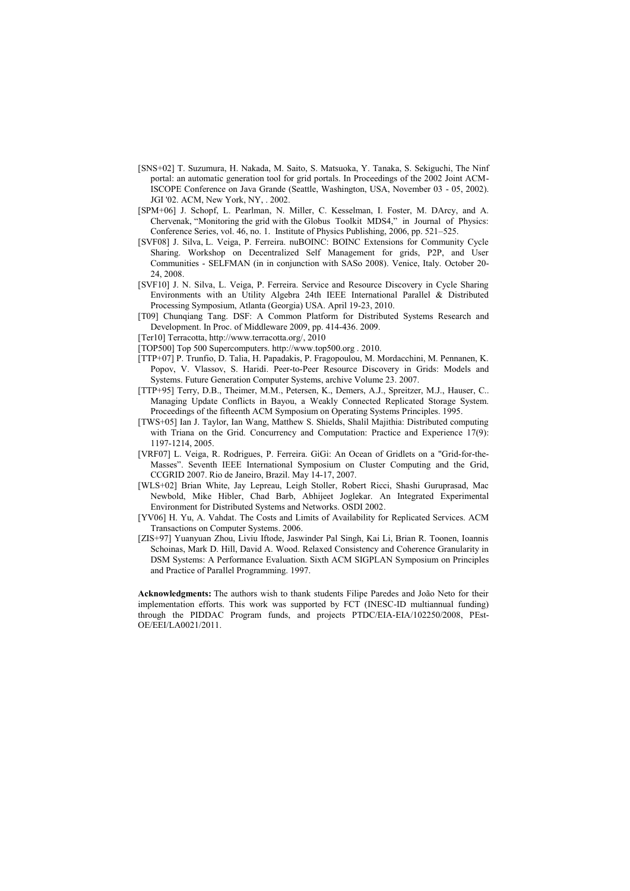[SNS+02] T. Suzumura, H. Nakada, M. Saito, S. Matsuoka, Y. Tanaka, S. Sekiguchi, The Ninf portal: an automatic generation tool for grid portals. In Proceedings of the 2002 Joint ACM-ISCOPE Conference on Java Grande (Seattle, Washington, USA, November 03 - 05, 2002). JGI '02. ACM, New York, NY, . 2002.

[SPM+06] J. Schopf, L. Pearlman, N. Miller, C. Kesselman, I. Foster, M. DArcy, and A. Chervenak, "Monitoring the grid with the Globus Toolkit MDS4," in Journal of Physics: Conference Series, vol. 46, no. 1. Institute of Physics Publishing, 2006, pp. 521–525.

[SVF08] J. Silva, L. Veiga, P. Ferreira. nuBOINC: BOINC Extensions for Community Cycle Sharing. Workshop on Decentralized Self Management for grids, P2P, and User Communities - SELFMAN (in in conjunction with SASo 2008). Venice, Italy. October 20-24, 2008.

[SVF10] J. N. Silva, L. Veiga, P. Ferreira. Service and Resource Discovery in Cycle Sharing Environments with an Utility Algebra 24th IEEE International Parallel & Distributed Processing Symposium, Atlanta (Georgia) USA. April 19-23, 2010.

[T09] Chunqiang Tang. DSF: A Common Platform for Distributed Systems Research and Development. In Proc. of Middleware 2009, pp. 414-436. 2009.

[Ter10] Terracotta, http://www.terracotta.org/, 2010

[TOP500] Top 500 Supercomputers. http://www.top500.org . 2010.

[TTP+07] P. Trunfio, D. Talia, H. Papadakis, P. Fragopoulou, M. Mordacchini, M. Pennanen, K. Popov, V. Vlassov, S. Haridi. Peer-to-Peer Resource Discovery in Grids: Models and Systems. Future Generation Computer Systems, archive Volume 23. 2007.

[TTP+95] Terry, D.B., Theimer, M.M., Petersen, K., Demers, A.J., Spreitzer, M.J., Hauser, C.. Managing Update Conflicts in Bayou, a Weakly Connected Replicated Storage System. Proceedings of the fifteenth ACM Symposium on Operating Systems Principles. 1995.

[TWS+05] Ian J. Taylor, Ian Wang, Matthew S. Shields, Shalil Majithia: Distributed computing with Triana on the Grid. Concurrency and Computation: Practice and Experience 17(9): 1197-1214, 2005.

[VRF07] L. Veiga, R. Rodrigues, P. Ferreira. GiGi: An Ocean of Gridlets on a "Grid-for-the-Masses". Seventh IEEE International Symposium on Cluster Computing and the Grid, CCGRID 2007. Rio de Janeiro, Brazil. May 14-17, 2007.

[WLS+02] Brian White, Jay Lepreau, Leigh Stoller, Robert Ricci, Shashi Guruprasad, Mac Newbold, Mike Hibler, Chad Barb, Abhijeet Joglekar. An Integrated Experimental Environment for Distributed Systems and Networks. OSDI 2002.

[YV06] H. Yu, A. Vahdat. The Costs and Limits of Availability for Replicated Services. ACM Transactions on Computer Systems. 2006.

[ZIS+97] Yuanyuan Zhou, Liviu Iftode, Jaswinder Pal Singh, Kai Li, Brian R. Toonen, Ioannis Schoinas, Mark D. Hill, David A. Wood. Relaxed Consistency and Coherence Granularity in DSM Systems: A Performance Evaluation. Sixth ACM SIGPLAN Symposium on Principles and Practice of Parallel Programming. 1997.

**Acknowledgments:** The authors wish to thank students Filipe Paredes and João Neto for their implementation efforts. This work was supported by FCT (INESC-ID multiannual funding) through the PIDDAC Program funds, and projects PTDC/EIA-EIA/102250/2008, PEst-OE/EEI/LA0021/2011.